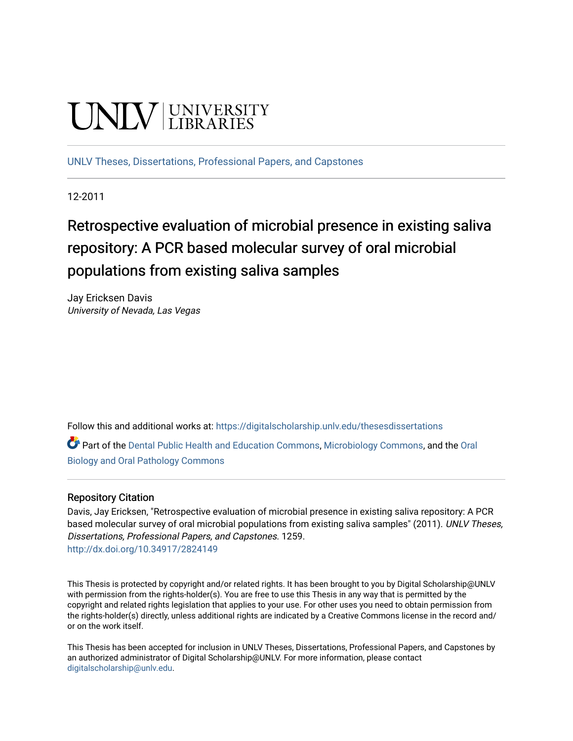UNLV | UNIVERSITY LIBRARIES

UNLV Theses, Dissertations, Professional Papers, and Capstones

12-2011

# Retrospective evaluation of microbial presence in existing saliva repository: A PCR based molecular survey of oral microbial populations from existing saliva samples

Jay Ericksen Davis
*University of Nevada, Las Vegas*

Follow this and additional works at: https://digitalscholarship.unlv.edu/thesesdissertations

Part of the Dental Public Health and Education Commons, Microbiology Commons, and the Oral Biology and Oral Pathology Commons

## Repository Citation

Davis, Jay Ericksen, "Retrospective evaluation of microbial presence in existing saliva repository: A PCR based molecular survey of oral microbial populations from existing saliva samples" (2011). *UNLV Theses, Dissertations, Professional Papers, and Capstones*. 1259.
http://dx.doi.org/10.34917/2824149

This Thesis is protected by copyright and/or related rights. It has been brought to you by Digital Scholarship@UNLV with permission from the rights-holder(s). You are free to use this Thesis in any way that is permitted by the copyright and related rights legislation that applies to your use. For other uses you need to obtain permission from the rights-holder(s) directly, unless additional rights are indicated by a Creative Commons license in the record and/or on the work itself.

This Thesis has been accepted for inclusion in UNLV Theses, Dissertations, Professional Papers, and Capstones by an authorized administrator of Digital Scholarship@UNLV. For more information, please contact digitalscholarship@unlv.edu.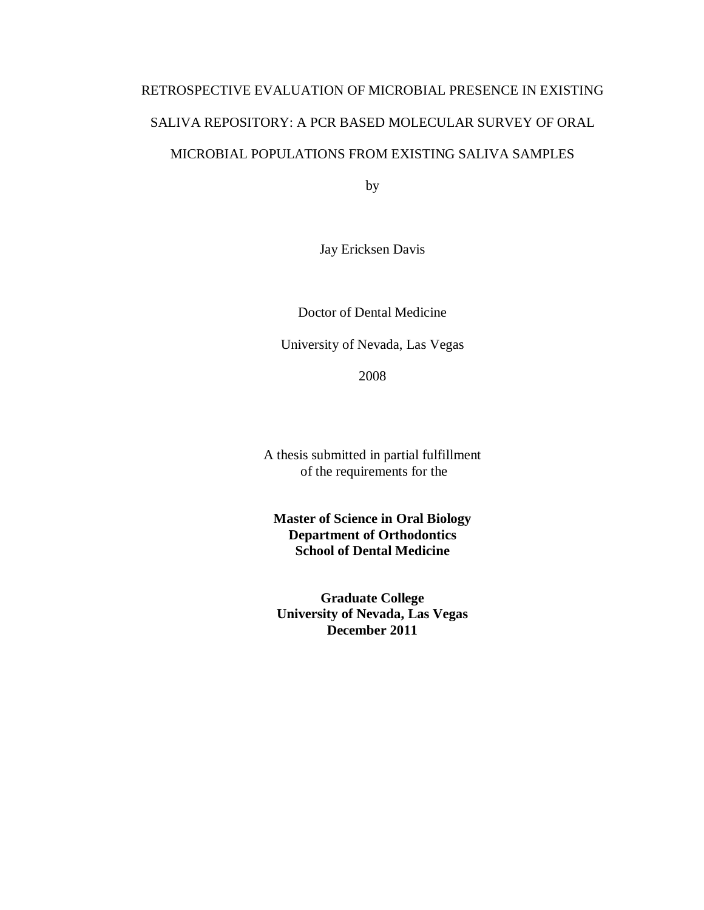RETROSPECTIVE EVALUATION OF MICROBIAL PRESENCE IN EXISTING SALIVA REPOSITORY: A PCR BASED MOLECULAR SURVEY OF ORAL MICROBIAL POPULATIONS FROM EXISTING SALIVA SAMPLES

by

Jay Ericksen Davis

Doctor of Dental Medicine

University of Nevada, Las Vegas

2008

A thesis submitted in partial fulfillment
of the requirements for the

**Master of Science in Oral Biology**
**Department of Orthodontics**
**School of Dental Medicine**

**Graduate College**
**University of Nevada, Las Vegas**
**December 2011**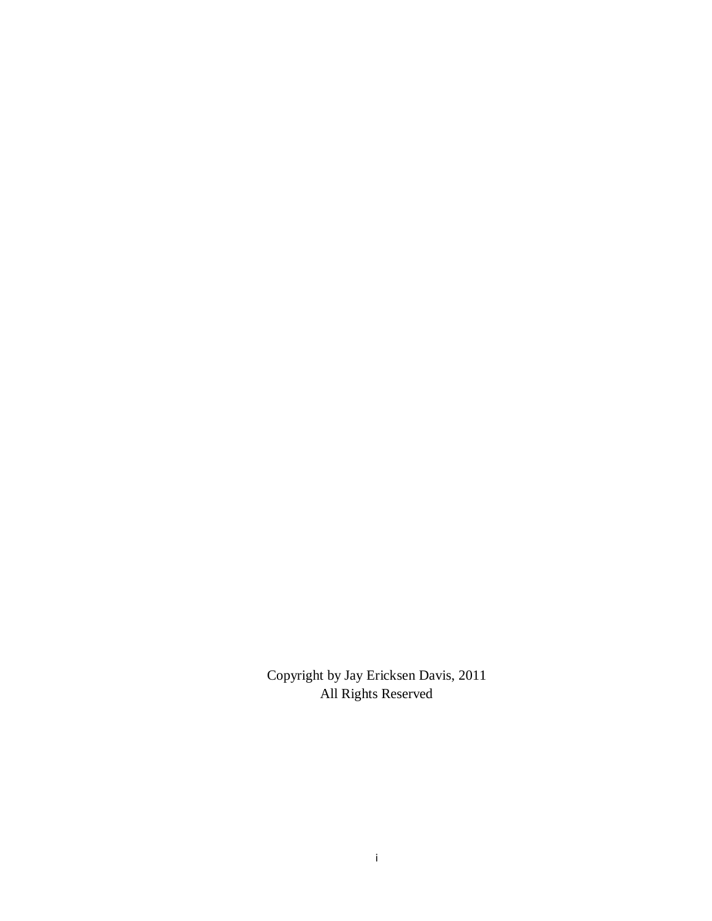Copyright by Jay Ericksen Davis, 2011
All Rights Reserved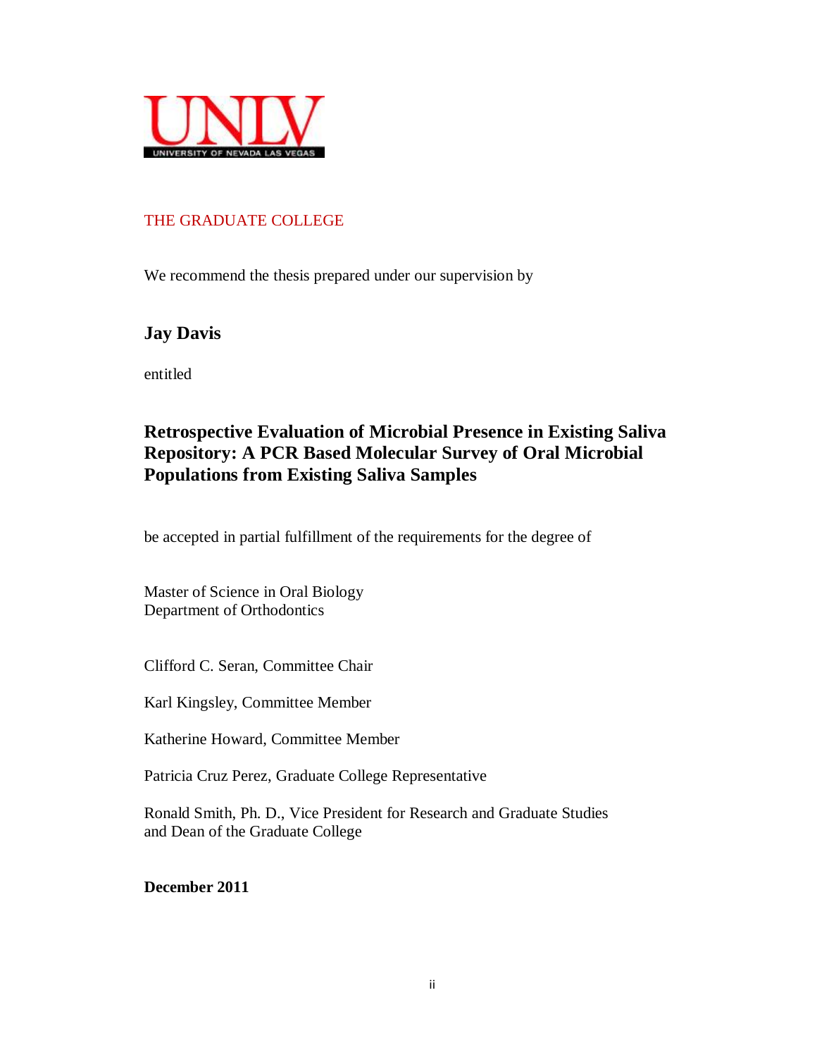UNLV
UNIVERSITY OF NEVADA LAS VEGAS

THE GRADUATE COLLEGE

We recommend the thesis prepared under our supervision by

**Jay Davis**

entitled

**Retrospective Evaluation of Microbial Presence in Existing Saliva Repository: A PCR Based Molecular Survey of Oral Microbial Populations from Existing Saliva Samples**

be accepted in partial fulfillment of the requirements for the degree of

Master of Science in Oral Biology
Department of Orthodontics

Clifford C. Seran, Committee Chair

Karl Kingsley, Committee Member

Katherine Howard, Committee Member

Patricia Cruz Perez, Graduate College Representative

Ronald Smith, Ph. D., Vice President for Research and Graduate Studies and Dean of the Graduate College

**December 2011**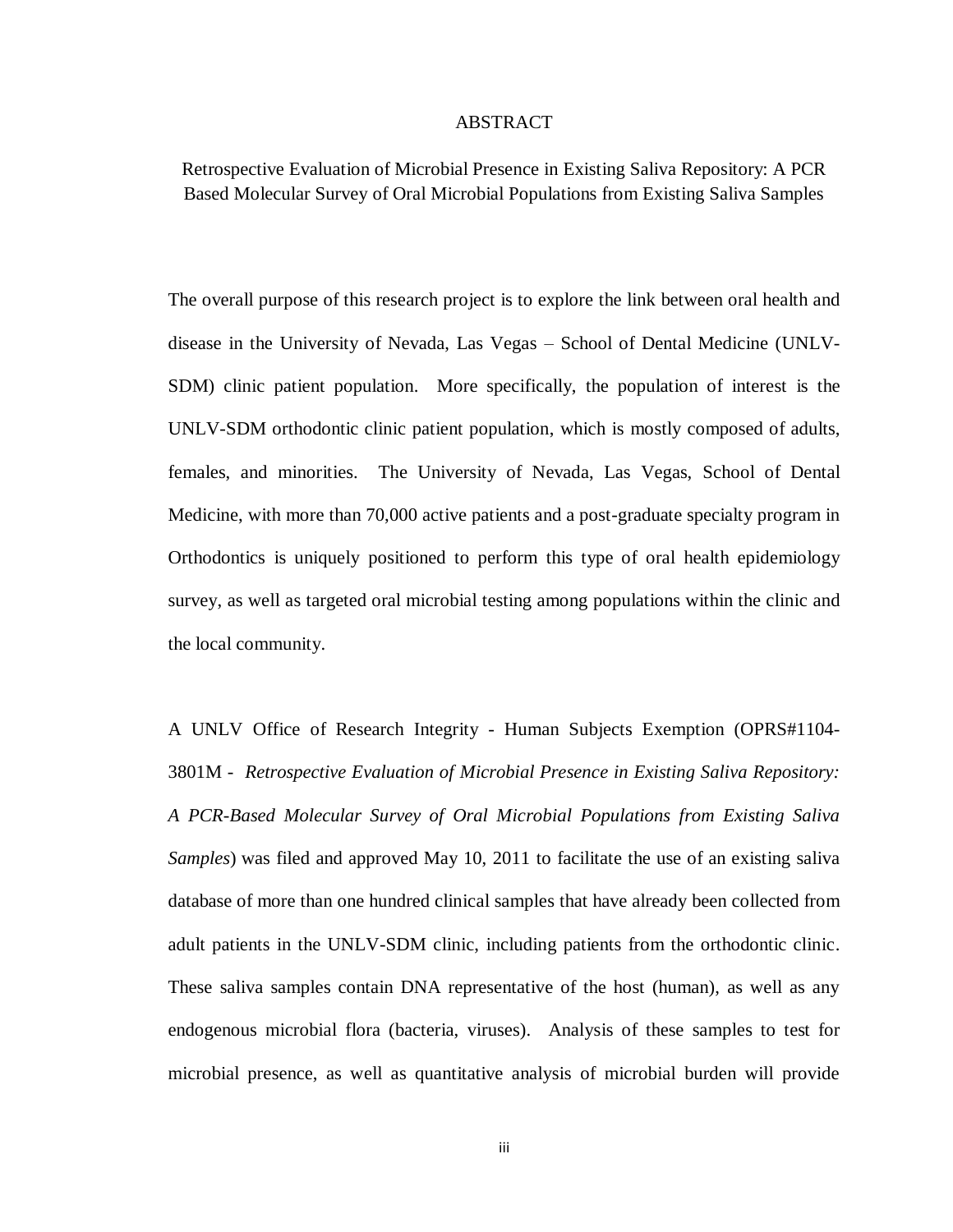# ABSTRACT

Retrospective Evaluation of Microbial Presence in Existing Saliva Repository: A PCR Based Molecular Survey of Oral Microbial Populations from Existing Saliva Samples

The overall purpose of this research project is to explore the link between oral health and disease in the University of Nevada, Las Vegas – School of Dental Medicine (UNLV-SDM) clinic patient population. More specifically, the population of interest is the UNLV-SDM orthodontic clinic patient population, which is mostly composed of adults, females, and minorities. The University of Nevada, Las Vegas, School of Dental Medicine, with more than 70,000 active patients and a post-graduate specialty program in Orthodontics is uniquely positioned to perform this type of oral health epidemiology survey, as well as targeted oral microbial testing among populations within the clinic and the local community.

A UNLV Office of Research Integrity - Human Subjects Exemption (OPRS#1104-3801M - *Retrospective Evaluation of Microbial Presence in Existing Saliva Repository: A PCR-Based Molecular Survey of Oral Microbial Populations from Existing Saliva Samples*) was filed and approved May 10, 2011 to facilitate the use of an existing saliva database of more than one hundred clinical samples that have already been collected from adult patients in the UNLV-SDM clinic, including patients from the orthodontic clinic. These saliva samples contain DNA representative of the host (human), as well as any endogenous microbial flora (bacteria, viruses). Analysis of these samples to test for microbial presence, as well as quantitative analysis of microbial burden will provide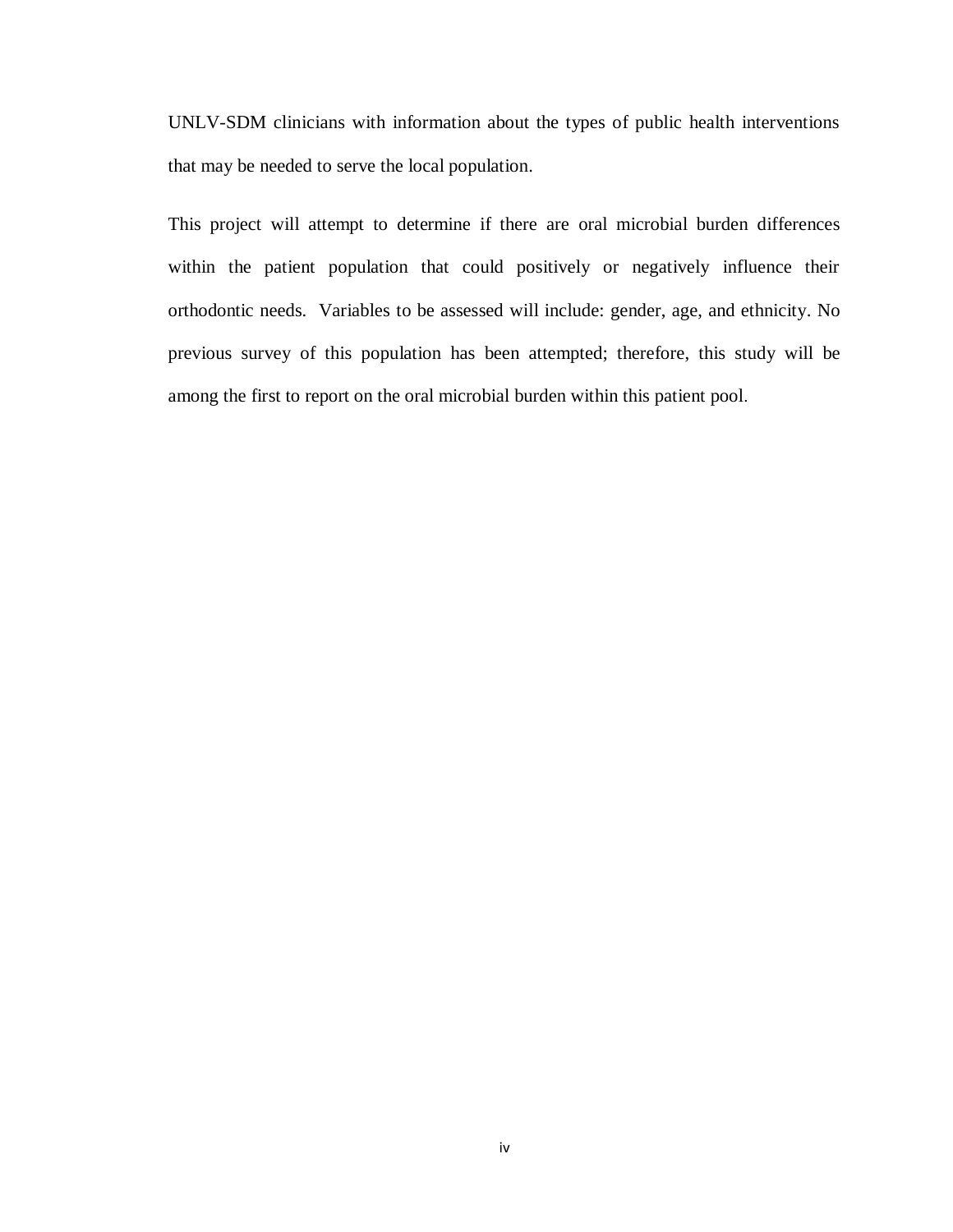UNLV-SDM clinicians with information about the types of public health interventions that may be needed to serve the local population.

This project will attempt to determine if there are oral microbial burden differences within the patient population that could positively or negatively influence their orthodontic needs. Variables to be assessed will include: gender, age, and ethnicity. No previous survey of this population has been attempted; therefore, this study will be among the first to report on the oral microbial burden within this patient pool.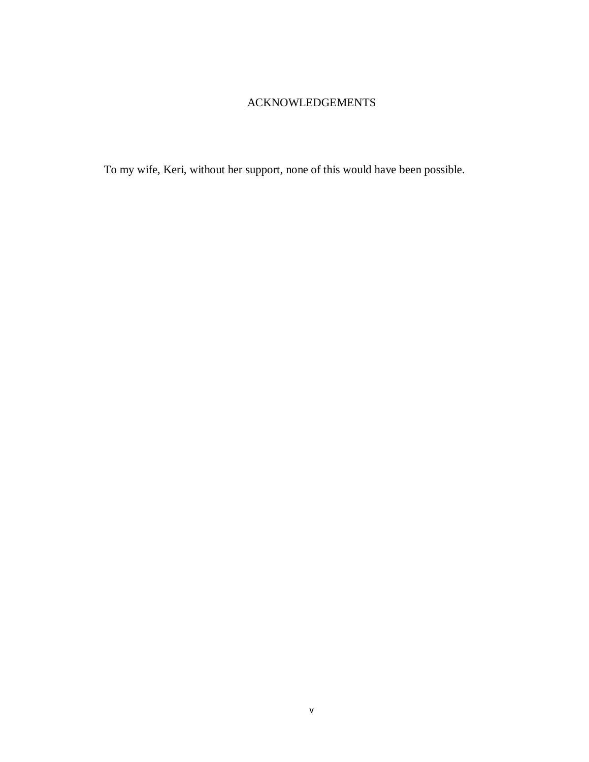# ACKNOWLEDGEMENTS

To my wife, Keri, without her support, none of this would have been possible.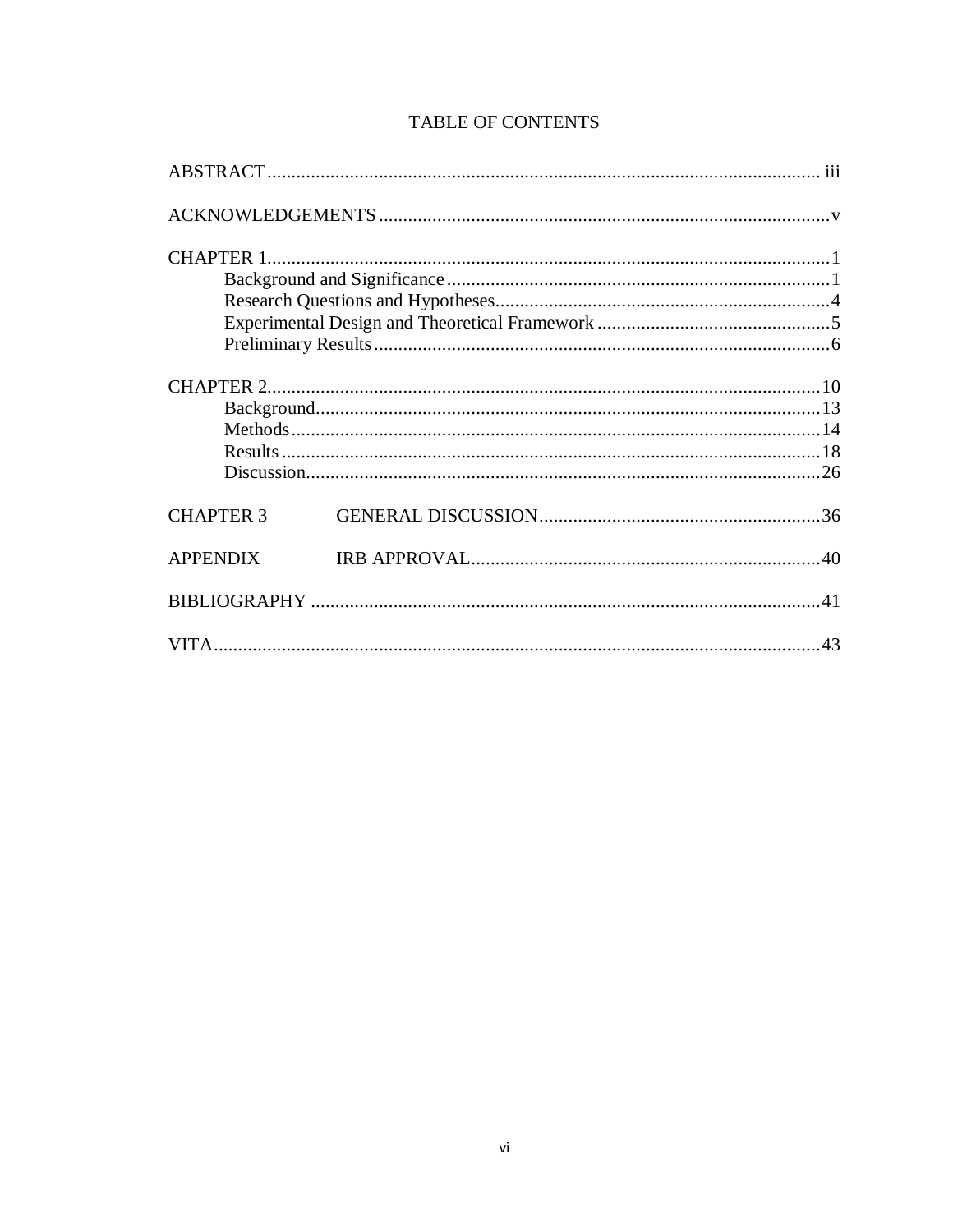# TABLE OF CONTENTS

ABSTRACT ........................................................................................................ iii

ACKNOWLEDGEMENTS ..................................................................................... v

CHAPTER 1 ........................................................................................................ 1
- Background and Significance ........................................................................ 1
- Research Questions and Hypotheses ............................................................. 4
- Experimental Design and Theoretical Framework ......................................... 5
- Preliminary Results ...................................................................................... 6

CHAPTER 2 ........................................................................................................ 10
- Background .................................................................................................. 13
- Methods ....................................................................................................... 14
- Results ......................................................................................................... 18
- Discussion .................................................................................................... 26

CHAPTER 3 GENERAL DISCUSSION ................................................................ 36

APPENDIX IRB APPROVAL ................................................................................ 40

BIBLIOGRAPHY ................................................................................................. 41

VITA .................................................................................................................. 43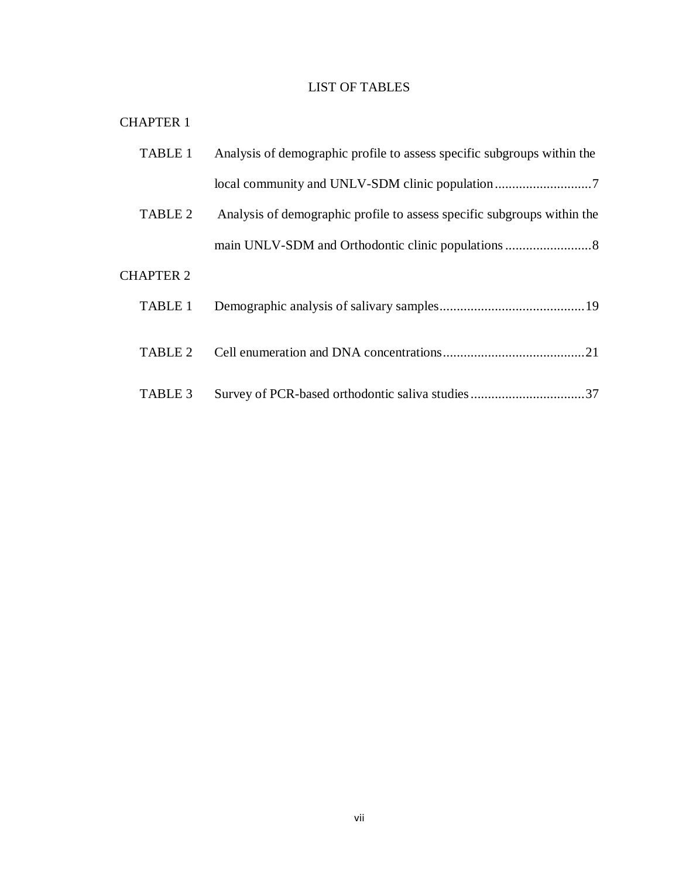# LIST OF TABLES

CHAPTER 1

| | | |
|---|---|---|
| TABLE 1 | Analysis of demographic profile to assess specific subgroups within the local community and UNLV-SDM clinic population | 7 |
| TABLE 2 | Analysis of demographic profile to assess specific subgroups within the main UNLV-SDM and Orthodontic clinic populations | 8 |

CHAPTER 2

| | | |
|---|---|---|
| TABLE 1 | Demographic analysis of salivary samples | 19 |
| TABLE 2 | Cell enumeration and DNA concentrations | 21 |
| TABLE 3 | Survey of PCR-based orthodontic saliva studies | 37 |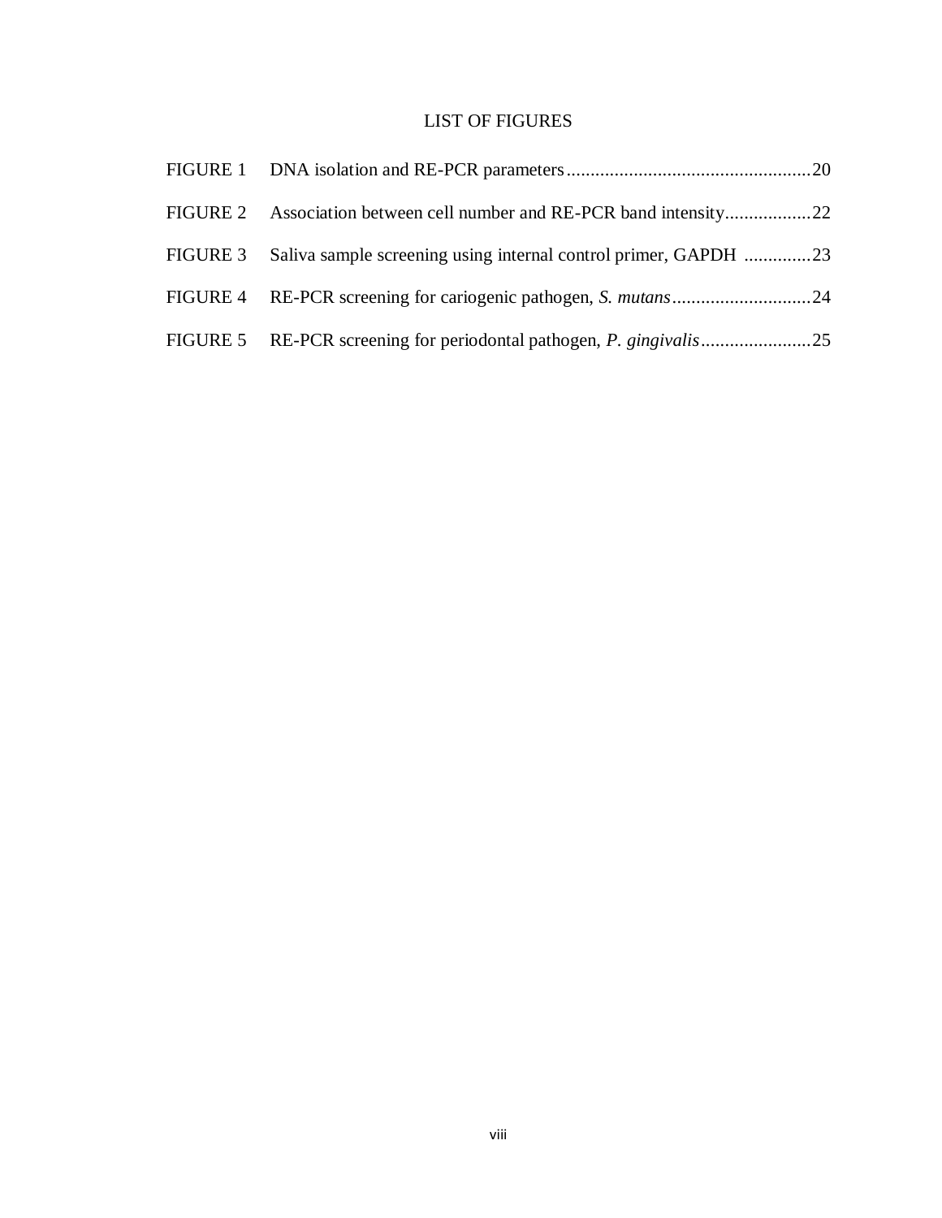# LIST OF FIGURES

| | | |
|---|---|---|
| FIGURE 1 | DNA isolation and RE-PCR parameters | 20 |
| FIGURE 2 | Association between cell number and RE-PCR band intensity | 22 |
| FIGURE 3 | Saliva sample screening using internal control primer, GAPDH | 23 |
| FIGURE 4 | RE-PCR screening for cariogenic pathogen, *S. mutans* | 24 |
| FIGURE 5 | RE-PCR screening for periodontal pathogen, *P. gingivalis* | 25 |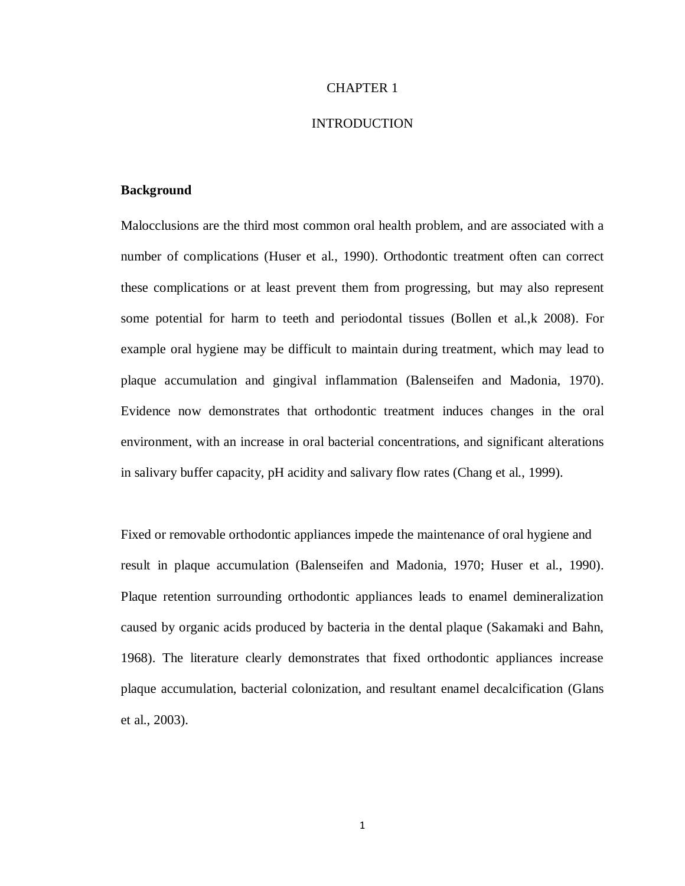# CHAPTER 1

# INTRODUCTION

## Background

Malocclusions are the third most common oral health problem, and are associated with a number of complications (Huser et al., 1990). Orthodontic treatment often can correct these complications or at least prevent them from progressing, but may also represent some potential for harm to teeth and periodontal tissues (Bollen et al.,k 2008). For example oral hygiene may be difficult to maintain during treatment, which may lead to plaque accumulation and gingival inflammation (Balenseifen and Madonia, 1970). Evidence now demonstrates that orthodontic treatment induces changes in the oral environment, with an increase in oral bacterial concentrations, and significant alterations in salivary buffer capacity, pH acidity and salivary flow rates (Chang et al., 1999).

Fixed or removable orthodontic appliances impede the maintenance of oral hygiene and result in plaque accumulation (Balenseifen and Madonia, 1970; Huser et al., 1990). Plaque retention surrounding orthodontic appliances leads to enamel demineralization caused by organic acids produced by bacteria in the dental plaque (Sakamaki and Bahn, 1968). The literature clearly demonstrates that fixed orthodontic appliances increase plaque accumulation, bacterial colonization, and resultant enamel decalcification (Glans et al., 2003).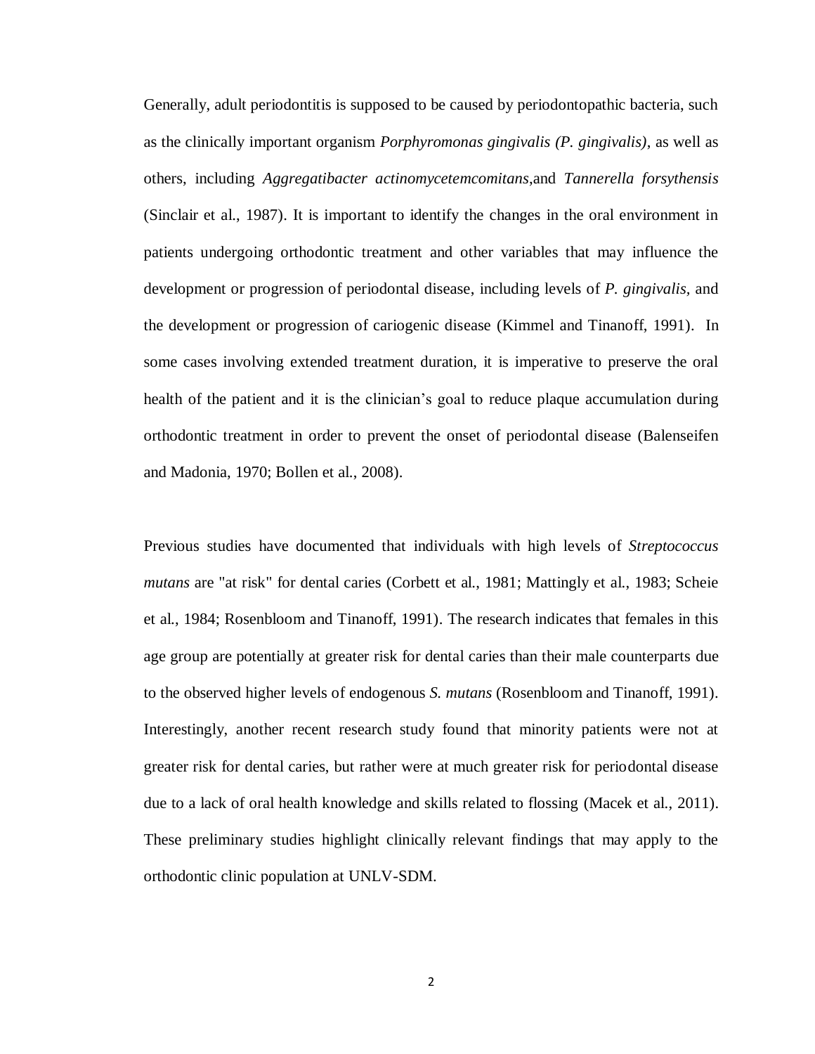Generally, adult periodontitis is supposed to be caused by periodontopathic bacteria, such as the clinically important organism *Porphyromonas gingivalis (P. gingivalis)*, as well as others, including *Aggregatibacter actinomycetemcomitans*,and *Tannerella forsythensis* (Sinclair et al., 1987). It is important to identify the changes in the oral environment in patients undergoing orthodontic treatment and other variables that may influence the development or progression of periodontal disease, including levels of *P. gingivalis*, and the development or progression of cariogenic disease (Kimmel and Tinanoff, 1991). In some cases involving extended treatment duration, it is imperative to preserve the oral health of the patient and it is the clinician's goal to reduce plaque accumulation during orthodontic treatment in order to prevent the onset of periodontal disease (Balenseifen and Madonia, 1970; Bollen et al., 2008).

Previous studies have documented that individuals with high levels of *Streptococcus mutans* are "at risk" for dental caries (Corbett et al., 1981; Mattingly et al., 1983; Scheie et al., 1984; Rosenbloom and Tinanoff, 1991). The research indicates that females in this age group are potentially at greater risk for dental caries than their male counterparts due to the observed higher levels of endogenous *S. mutans* (Rosenbloom and Tinanoff, 1991). Interestingly, another recent research study found that minority patients were not at greater risk for dental caries, but rather were at much greater risk for periodontal disease due to a lack of oral health knowledge and skills related to flossing (Macek et al., 2011). These preliminary studies highlight clinically relevant findings that may apply to the orthodontic clinic population at UNLV-SDM.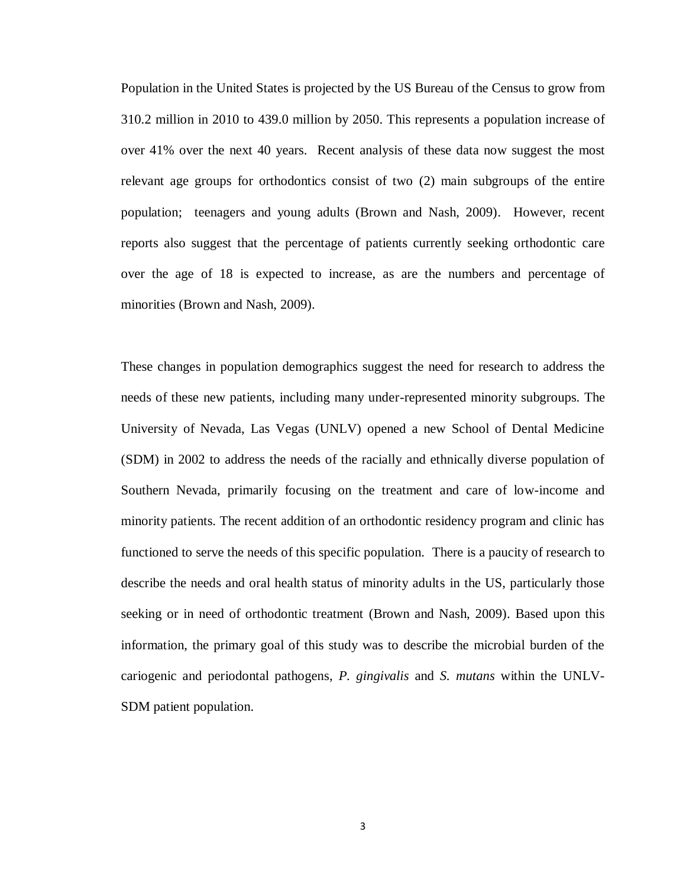Population in the United States is projected by the US Bureau of the Census to grow from 310.2 million in 2010 to 439.0 million by 2050. This represents a population increase of over 41% over the next 40 years. Recent analysis of these data now suggest the most relevant age groups for orthodontics consist of two (2) main subgroups of the entire population; teenagers and young adults (Brown and Nash, 2009). However, recent reports also suggest that the percentage of patients currently seeking orthodontic care over the age of 18 is expected to increase, as are the numbers and percentage of minorities (Brown and Nash, 2009).

These changes in population demographics suggest the need for research to address the needs of these new patients, including many under-represented minority subgroups. The University of Nevada, Las Vegas (UNLV) opened a new School of Dental Medicine (SDM) in 2002 to address the needs of the racially and ethnically diverse population of Southern Nevada, primarily focusing on the treatment and care of low-income and minority patients. The recent addition of an orthodontic residency program and clinic has functioned to serve the needs of this specific population. There is a paucity of research to describe the needs and oral health status of minority adults in the US, particularly those seeking or in need of orthodontic treatment (Brown and Nash, 2009). Based upon this information, the primary goal of this study was to describe the microbial burden of the cariogenic and periodontal pathogens, *P. gingivalis* and *S. mutans* within the UNLV-SDM patient population.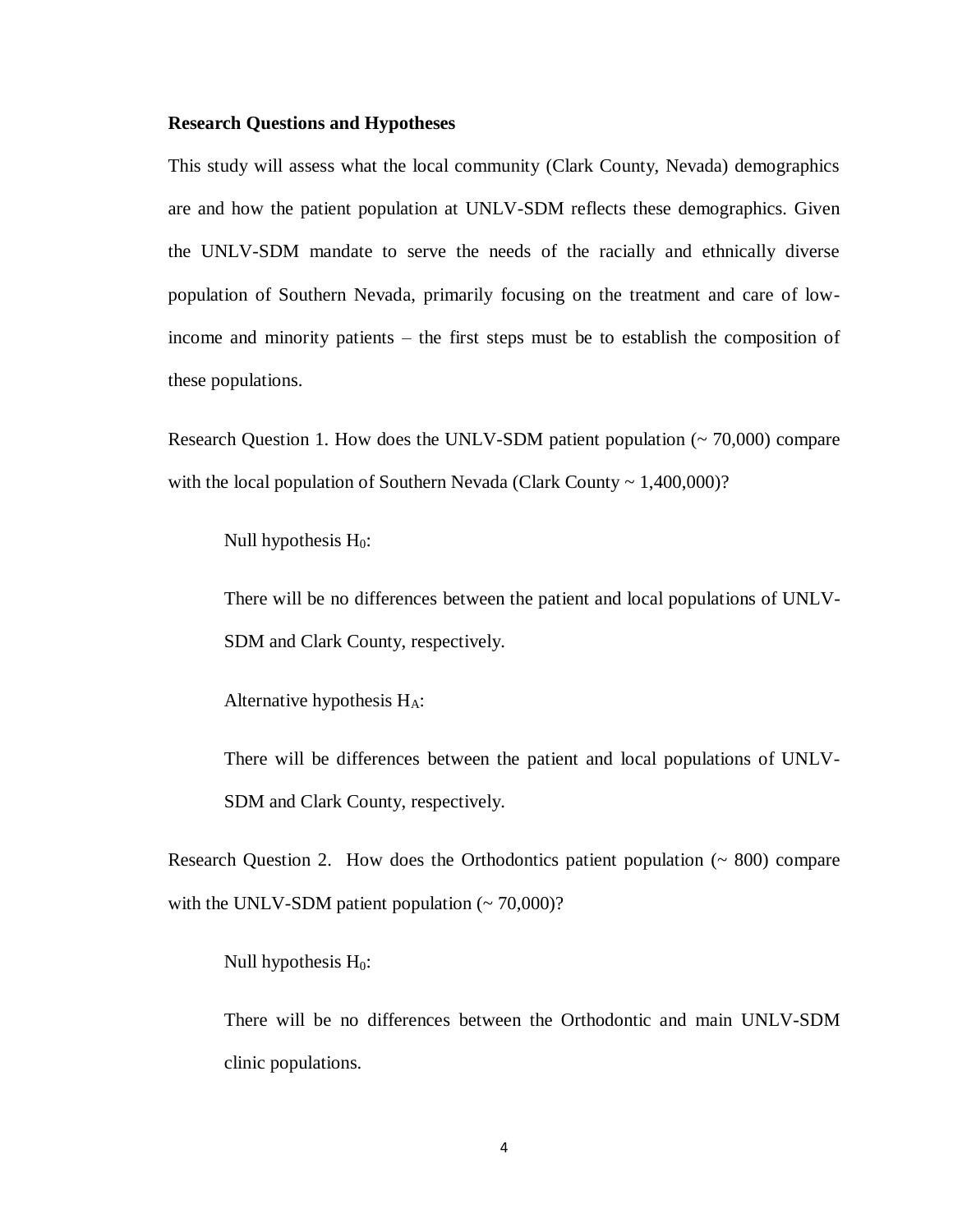**Research Questions and Hypotheses**

This study will assess what the local community (Clark County, Nevada) demographics are and how the patient population at UNLV-SDM reflects these demographics. Given the UNLV-SDM mandate to serve the needs of the racially and ethnically diverse population of Southern Nevada, primarily focusing on the treatment and care of low-income and minority patients – the first steps must be to establish the composition of these populations.

Research Question 1. How does the UNLV-SDM patient population (~ 70,000) compare with the local population of Southern Nevada (Clark County ~ 1,400,000)?

> Null hypothesis $H_0$:
>
> There will be no differences between the patient and local populations of UNLV-SDM and Clark County, respectively.
>
> Alternative hypothesis $H_A$:
>
> There will be differences between the patient and local populations of UNLV-SDM and Clark County, respectively.

Research Question 2. How does the Orthodontics patient population (~ 800) compare with the UNLV-SDM patient population (~ 70,000)?

> Null hypothesis $H_0$:
>
> There will be no differences between the Orthodontic and main UNLV-SDM clinic populations.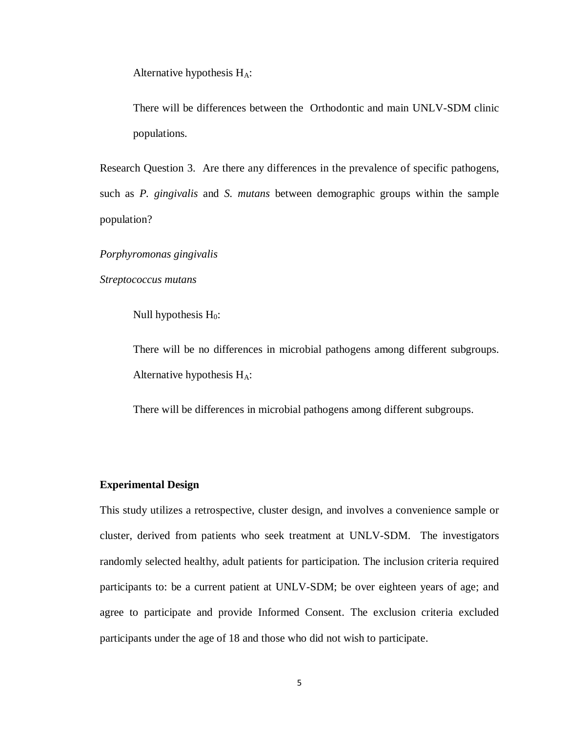Alternative hypothesis $H_A$:

There will be differences between the Orthodontic and main UNLV-SDM clinic populations.

Research Question 3. Are there any differences in the prevalence of specific pathogens, such as *P. gingivalis* and *S. mutans* between demographic groups within the sample population?

*Porphyromonas gingivalis*

*Streptococcus mutans*

Null hypothesis $H_0$:

There will be no differences in microbial pathogens among different subgroups.

Alternative hypothesis $H_A$:

There will be differences in microbial pathogens among different subgroups.

**Experimental Design**

This study utilizes a retrospective, cluster design, and involves a convenience sample or cluster, derived from patients who seek treatment at UNLV-SDM. The investigators randomly selected healthy, adult patients for participation. The inclusion criteria required participants to: be a current patient at UNLV-SDM; be over eighteen years of age; and agree to participate and provide Informed Consent. The exclusion criteria excluded participants under the age of 18 and those who did not wish to participate.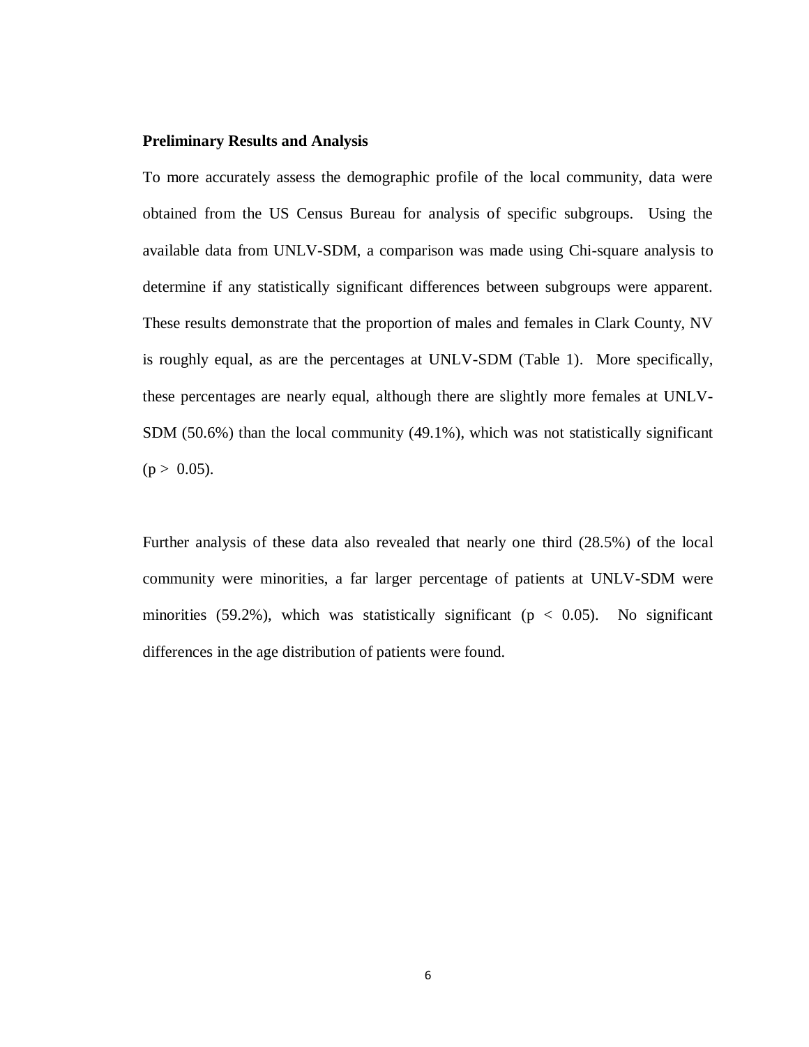**Preliminary Results and Analysis**

To more accurately assess the demographic profile of the local community, data were obtained from the US Census Bureau for analysis of specific subgroups. Using the available data from UNLV-SDM, a comparison was made using Chi-square analysis to determine if any statistically significant differences between subgroups were apparent. These results demonstrate that the proportion of males and females in Clark County, NV is roughly equal, as are the percentages at UNLV-SDM (Table 1). More specifically, these percentages are nearly equal, although there are slightly more females at UNLV-SDM (50.6%) than the local community (49.1%), which was not statistically significant ($p > 0.05$).

Further analysis of these data also revealed that nearly one third (28.5%) of the local community were minorities, a far larger percentage of patients at UNLV-SDM were minorities (59.2%), which was statistically significant ($p < 0.05$). No significant differences in the age distribution of patients were found.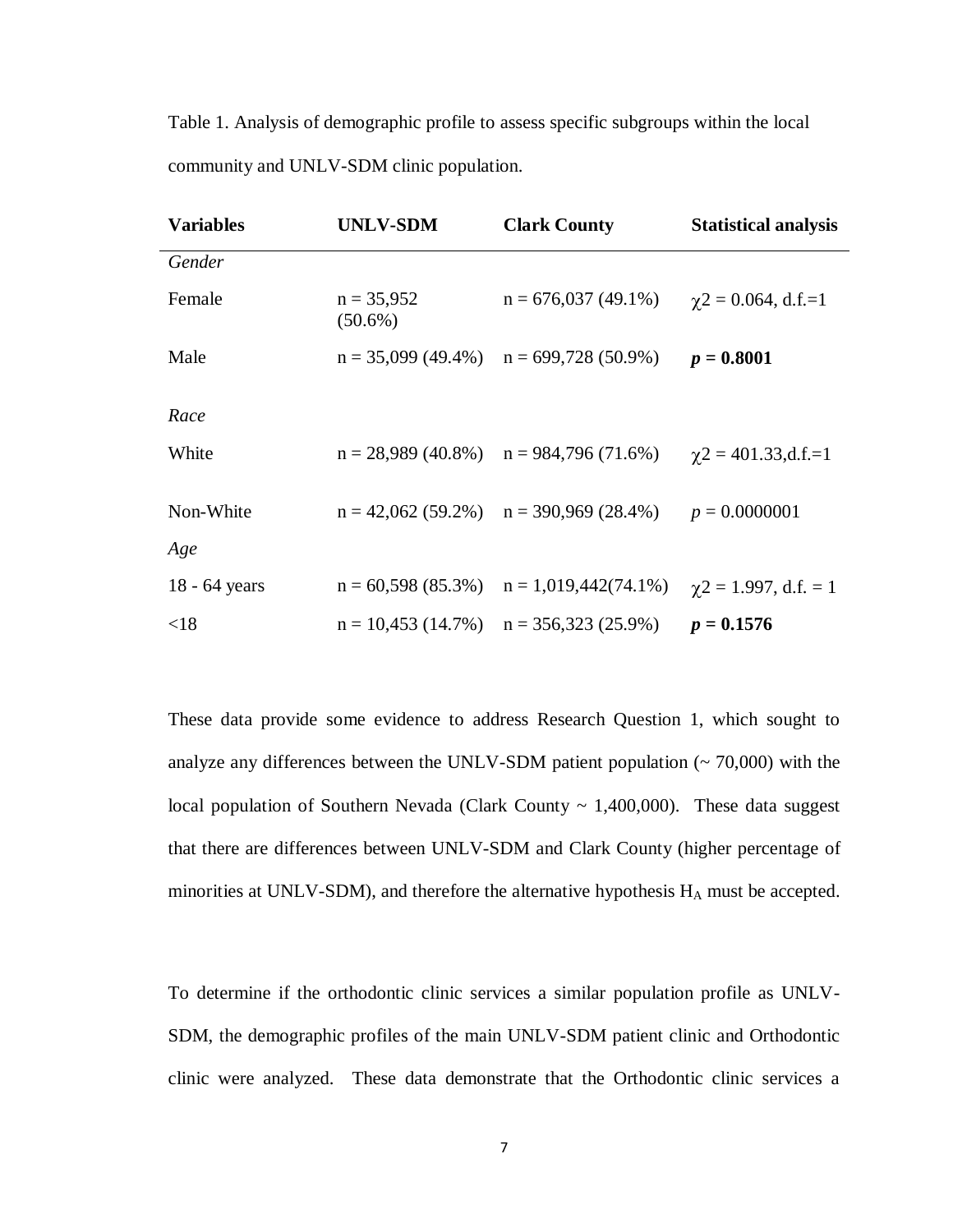Table 1. Analysis of demographic profile to assess specific subgroups within the local community and UNLV-SDM clinic population.

| Variables | UNLV-SDM | Clark County | Statistical analysis |
|---|---|---|---|
| *Gender* | | | |
| Female | n = 35,952 (50.6%) | n = 676,037 (49.1%) | $\chi 2 = 0.064$, d.f.=1 |
| Male | n = 35,099 (49.4%) | n = 699,728 (50.9%) | ***p* = 0.8001** |
| *Race* | | | |
| White | n = 28,989 (40.8%) | n = 984,796 (71.6%) | $\chi 2 = 401.33$,d.f.=1 |
| Non-White | n = 42,062 (59.2%) | n = 390,969 (28.4%) | $p = 0.0000001$ |
| *Age* | | | |
| 18 - 64 years | n = 60,598 (85.3%) | n = 1,019,442(74.1%) | $\chi 2 = 1.997$, d.f. = 1 |
| <18 | n = 10,453 (14.7%) | n = 356,323 (25.9%) | ***p* = 0.1576** |

These data provide some evidence to address Research Question 1, which sought to analyze any differences between the UNLV-SDM patient population (~ 70,000) with the local population of Southern Nevada (Clark County ~ 1,400,000). These data suggest that there are differences between UNLV-SDM and Clark County (higher percentage of minorities at UNLV-SDM), and therefore the alternative hypothesis $H_A$ must be accepted.

To determine if the orthodontic clinic services a similar population profile as UNLV-SDM, the demographic profiles of the main UNLV-SDM patient clinic and Orthodontic clinic were analyzed. These data demonstrate that the Orthodontic clinic services a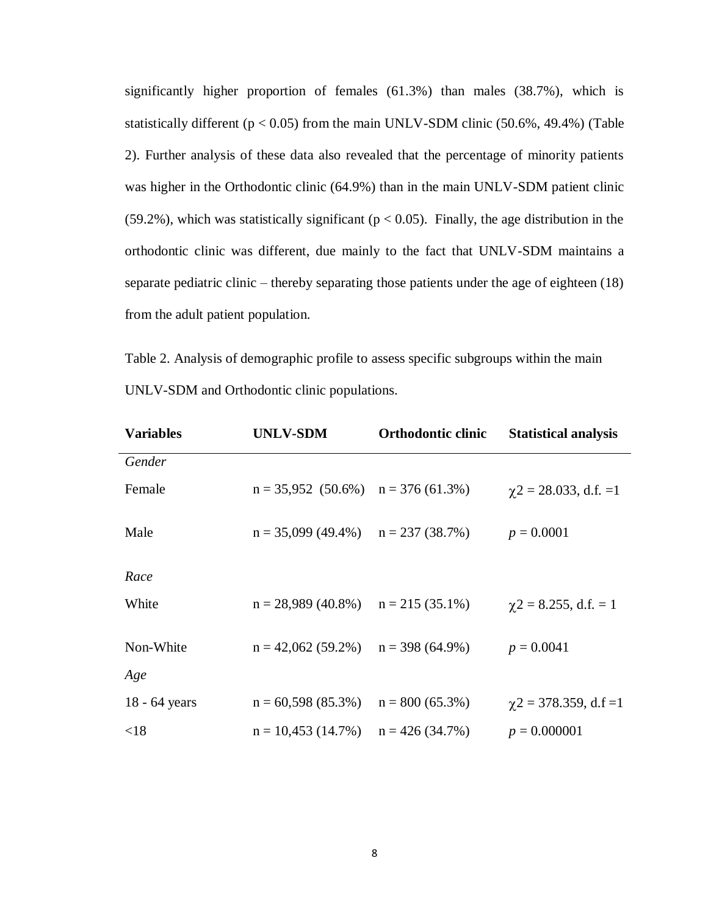significantly higher proportion of females (61.3%) than males (38.7%), which is statistically different ($p < 0.05$) from the main UNLV-SDM clinic (50.6%, 49.4%) (Table 2). Further analysis of these data also revealed that the percentage of minority patients was higher in the Orthodontic clinic (64.9%) than in the main UNLV-SDM patient clinic (59.2%), which was statistically significant ($p < 0.05$). Finally, the age distribution in the orthodontic clinic was different, due mainly to the fact that UNLV-SDM maintains a separate pediatric clinic – thereby separating those patients under the age of eighteen (18) from the adult patient population.

Table 2. Analysis of demographic profile to assess specific subgroups within the main UNLV-SDM and Orthodontic clinic populations.

| **Variables** | **UNLV-SDM** | **Orthodontic clinic** | **Statistical analysis** |
|---|---|---|---|
| *Gender* | | | |
| Female | n = 35,952 (50.6%) | n = 376 (61.3%) | $\chi2 = 28.033$, d.f. =1 |
| Male | n = 35,099 (49.4%) | n = 237 (38.7%) | $p = 0.0001$ |
| *Race* | | | |
| White | n = 28,989 (40.8%) | n = 215 (35.1%) | $\chi2 = 8.255$, d.f. = 1 |
| Non-White | n = 42,062 (59.2%) | n = 398 (64.9%) | $p = 0.0041$ |
| *Age* | | | |
| 18 - 64 years | n = 60,598 (85.3%) | n = 800 (65.3%) | $\chi2 = 378.359$, d.f =1 |
| <18 | n = 10,453 (14.7%) | n = 426 (34.7%) | $p = 0.000001$ |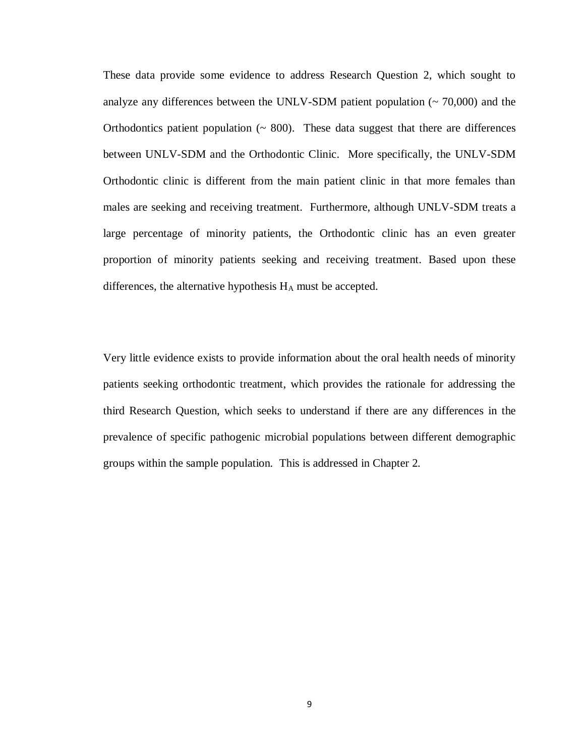These data provide some evidence to address Research Question 2, which sought to analyze any differences between the UNLV-SDM patient population (~ 70,000) and the Orthodontics patient population (~ 800). These data suggest that there are differences between UNLV-SDM and the Orthodontic Clinic. More specifically, the UNLV-SDM Orthodontic clinic is different from the main patient clinic in that more females than males are seeking and receiving treatment. Furthermore, although UNLV-SDM treats a large percentage of minority patients, the Orthodontic clinic has an even greater proportion of minority patients seeking and receiving treatment. Based upon these differences, the alternative hypothesis $H_A$ must be accepted.

Very little evidence exists to provide information about the oral health needs of minority patients seeking orthodontic treatment, which provides the rationale for addressing the third Research Question, which seeks to understand if there are any differences in the prevalence of specific pathogenic microbial populations between different demographic groups within the sample population. This is addressed in Chapter 2.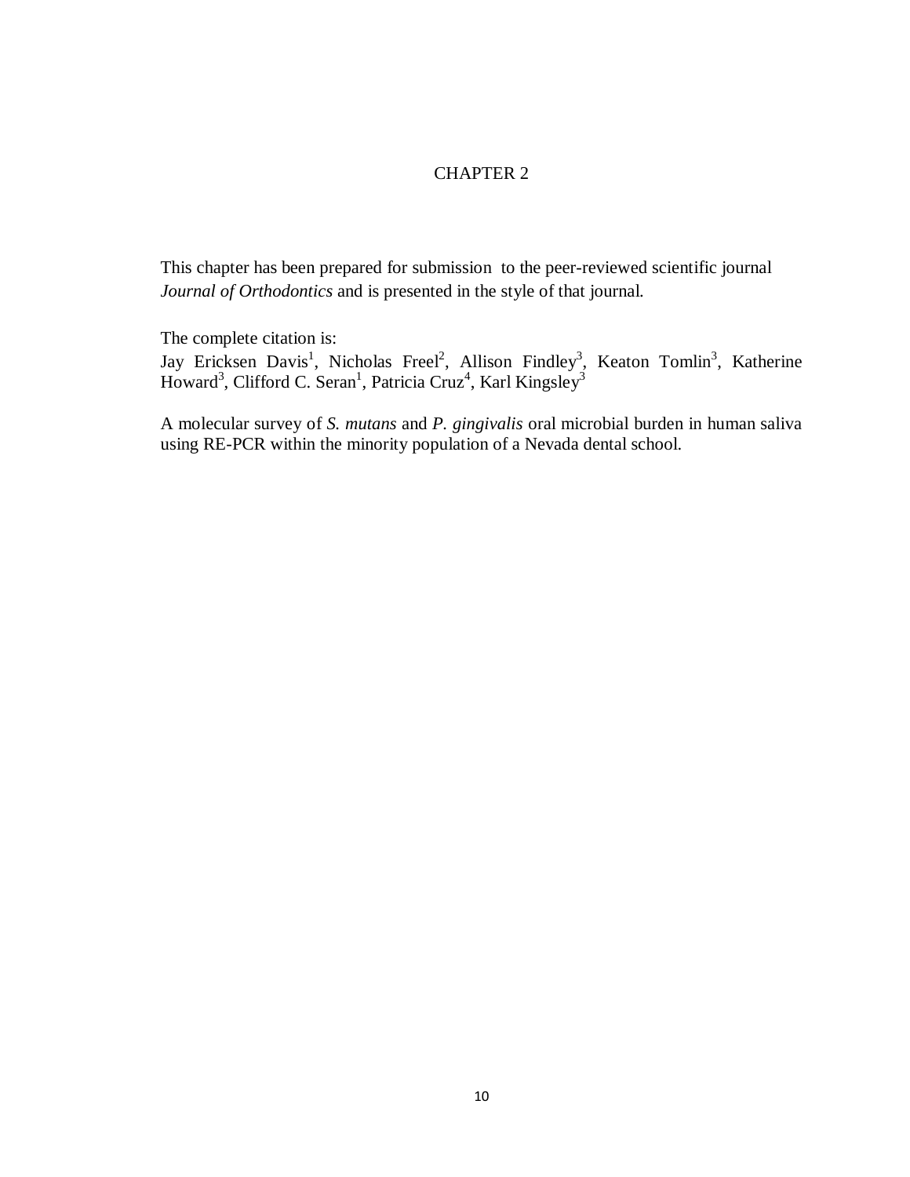# CHAPTER 2

This chapter has been prepared for submission to the peer-reviewed scientific journal *Journal of Orthodontics* and is presented in the style of that journal.

The complete citation is:

Jay Ericksen Davis[1], Nicholas Freel[2], Allison Findley[3], Keaton Tomlin[3], Katherine Howard[3], Clifford C. Seran[1], Patricia Cruz[4], Karl Kingsley[3]

A molecular survey of *S. mutans* and *P. gingivalis* oral microbial burden in human saliva using RE-PCR within the minority population of a Nevada dental school.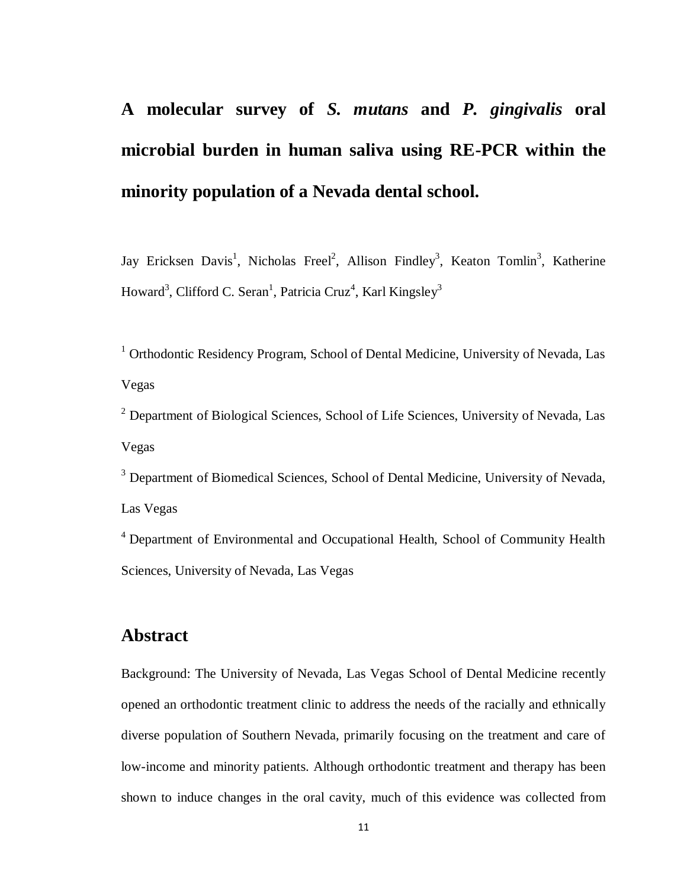# A molecular survey of *S. mutans* and *P. gingivalis* oral microbial burden in human saliva using RE-PCR within the minority population of a Nevada dental school.

Jay Ericksen Davis[1], Nicholas Freel[2], Allison Findley[3], Keaton Tomlin[3], Katherine Howard[3], Clifford C. Seran[1], Patricia Cruz[4], Karl Kingsley[3]

[1] Orthodontic Residency Program, School of Dental Medicine, University of Nevada, Las Vegas

[2] Department of Biological Sciences, School of Life Sciences, University of Nevada, Las Vegas

[3] Department of Biomedical Sciences, School of Dental Medicine, University of Nevada, Las Vegas

[4] Department of Environmental and Occupational Health, School of Community Health Sciences, University of Nevada, Las Vegas

## Abstract

Background: The University of Nevada, Las Vegas School of Dental Medicine recently opened an orthodontic treatment clinic to address the needs of the racially and ethnically diverse population of Southern Nevada, primarily focusing on the treatment and care of low-income and minority patients. Although orthodontic treatment and therapy has been shown to induce changes in the oral cavity, much of this evidence was collected from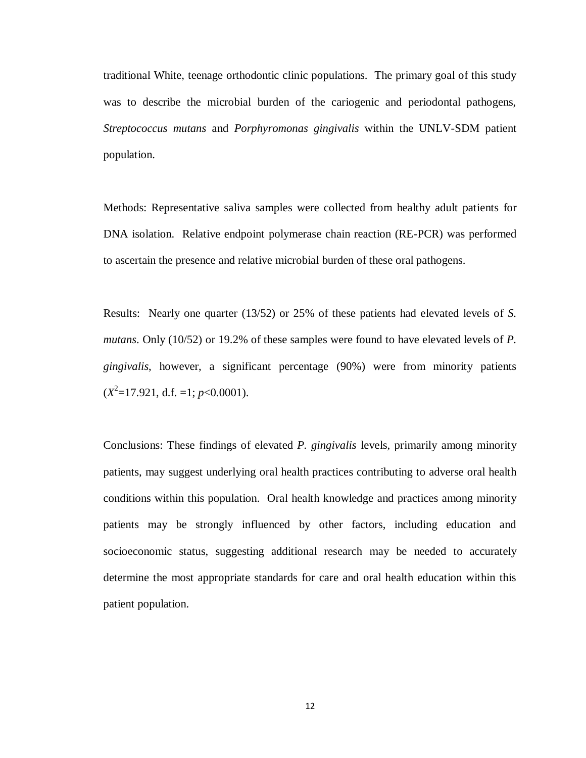traditional White, teenage orthodontic clinic populations. The primary goal of this study was to describe the microbial burden of the cariogenic and periodontal pathogens, *Streptococcus mutans* and *Porphyromonas gingivalis* within the UNLV-SDM patient population.

Methods: Representative saliva samples were collected from healthy adult patients for DNA isolation. Relative endpoint polymerase chain reaction (RE-PCR) was performed to ascertain the presence and relative microbial burden of these oral pathogens.

Results: Nearly one quarter (13/52) or 25% of these patients had elevated levels of *S. mutans*. Only (10/52) or 19.2% of these samples were found to have elevated levels of *P. gingivalis*, however, a significant percentage (90%) were from minority patients ($X^2$=17.921, d.f. =1; $p$<0.0001).

Conclusions: These findings of elevated *P. gingivalis* levels, primarily among minority patients, may suggest underlying oral health practices contributing to adverse oral health conditions within this population. Oral health knowledge and practices among minority patients may be strongly influenced by other factors, including education and socioeconomic status, suggesting additional research may be needed to accurately determine the most appropriate standards for care and oral health education within this patient population.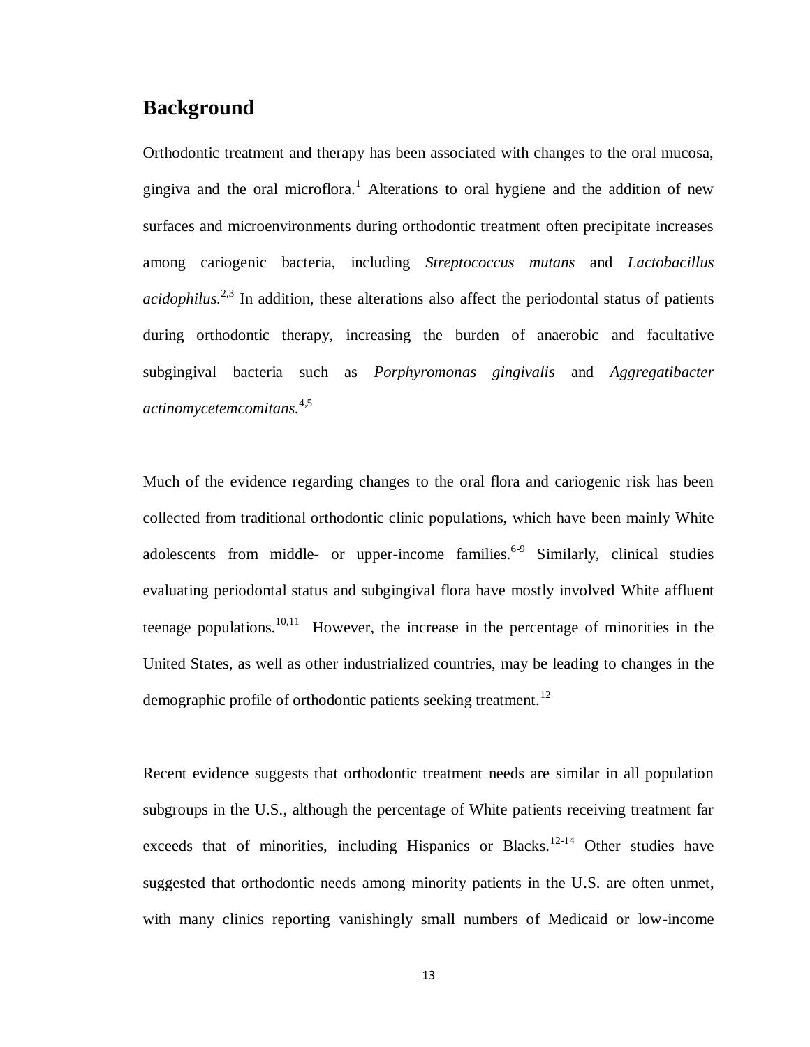## Background

Orthodontic treatment and therapy has been associated with changes to the oral mucosa, gingiva and the oral microflora.[1] Alterations to oral hygiene and the addition of new surfaces and microenvironments during orthodontic treatment often precipitate increases among cariogenic bacteria, including *Streptococcus mutans* and *Lactobacillus acidophilus.*[2,3] In addition, these alterations also affect the periodontal status of patients during orthodontic therapy, increasing the burden of anaerobic and facultative subgingival bacteria such as *Porphyromonas gingivalis* and *Aggregatibacter actinomycetemcomitans.*[4,5]

Much of the evidence regarding changes to the oral flora and cariogenic risk has been collected from traditional orthodontic clinic populations, which have been mainly White adolescents from middle- or upper-income families.[6-9] Similarly, clinical studies evaluating periodontal status and subgingival flora have mostly involved White affluent teenage populations.[10,11] However, the increase in the percentage of minorities in the United States, as well as other industrialized countries, may be leading to changes in the demographic profile of orthodontic patients seeking treatment.[12]

Recent evidence suggests that orthodontic treatment needs are similar in all population subgroups in the U.S., although the percentage of White patients receiving treatment far exceeds that of minorities, including Hispanics or Blacks.[12-14] Other studies have suggested that orthodontic needs among minority patients in the U.S. are often unmet, with many clinics reporting vanishingly small numbers of Medicaid or low-income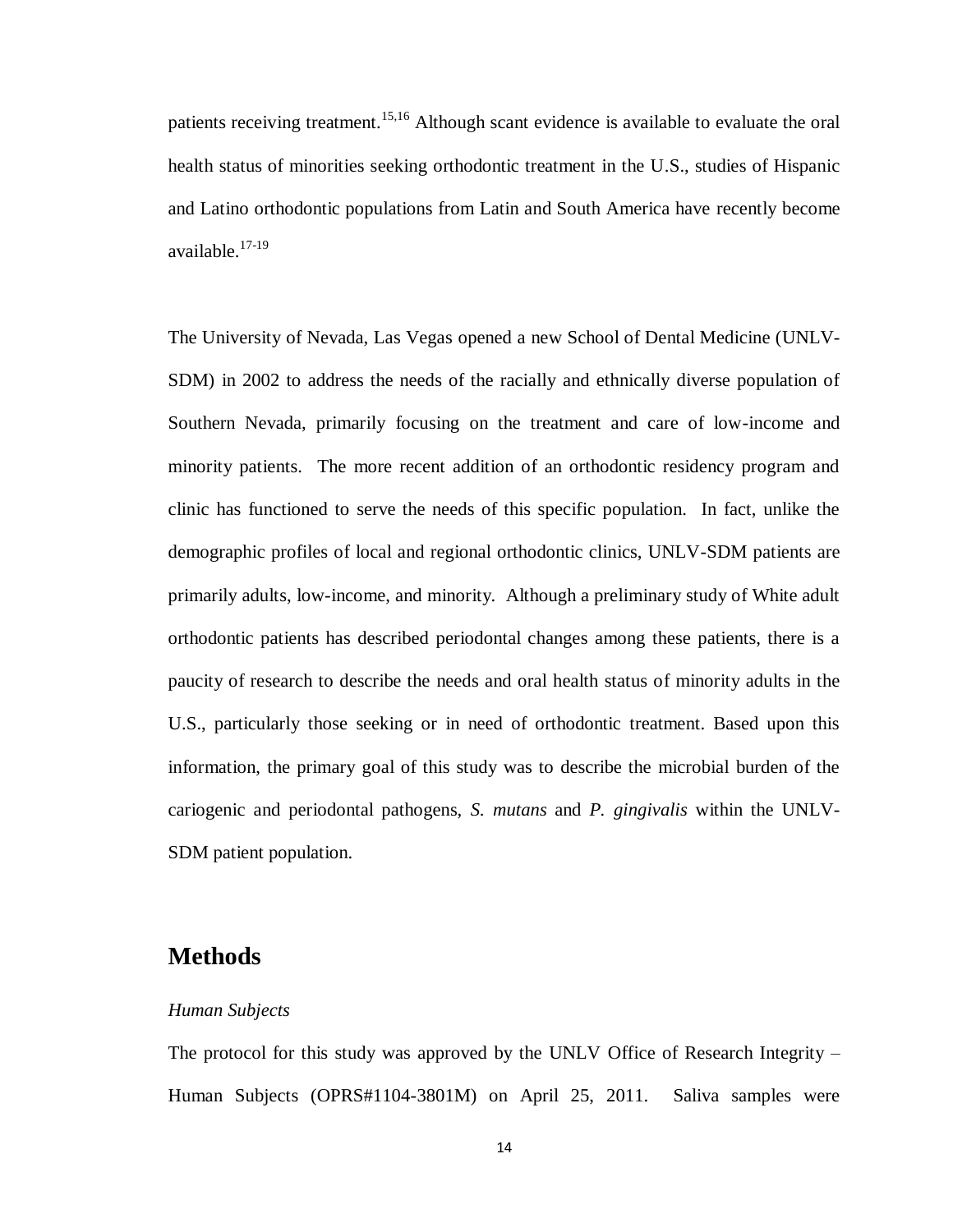patients receiving treatment.[15,16] Although scant evidence is available to evaluate the oral health status of minorities seeking orthodontic treatment in the U.S., studies of Hispanic and Latino orthodontic populations from Latin and South America have recently become available.[17-19]

The University of Nevada, Las Vegas opened a new School of Dental Medicine (UNLV-SDM) in 2002 to address the needs of the racially and ethnically diverse population of Southern Nevada, primarily focusing on the treatment and care of low-income and minority patients. The more recent addition of an orthodontic residency program and clinic has functioned to serve the needs of this specific population. In fact, unlike the demographic profiles of local and regional orthodontic clinics, UNLV-SDM patients are primarily adults, low-income, and minority. Although a preliminary study of White adult orthodontic patients has described periodontal changes among these patients, there is a paucity of research to describe the needs and oral health status of minority adults in the U.S., particularly those seeking or in need of orthodontic treatment. Based upon this information, the primary goal of this study was to describe the microbial burden of the cariogenic and periodontal pathogens, *S. mutans* and *P. gingivalis* within the UNLV-SDM patient population.

## Methods

*Human Subjects*

The protocol for this study was approved by the UNLV Office of Research Integrity – Human Subjects (OPRS#1104-3801M) on April 25, 2011. Saliva samples were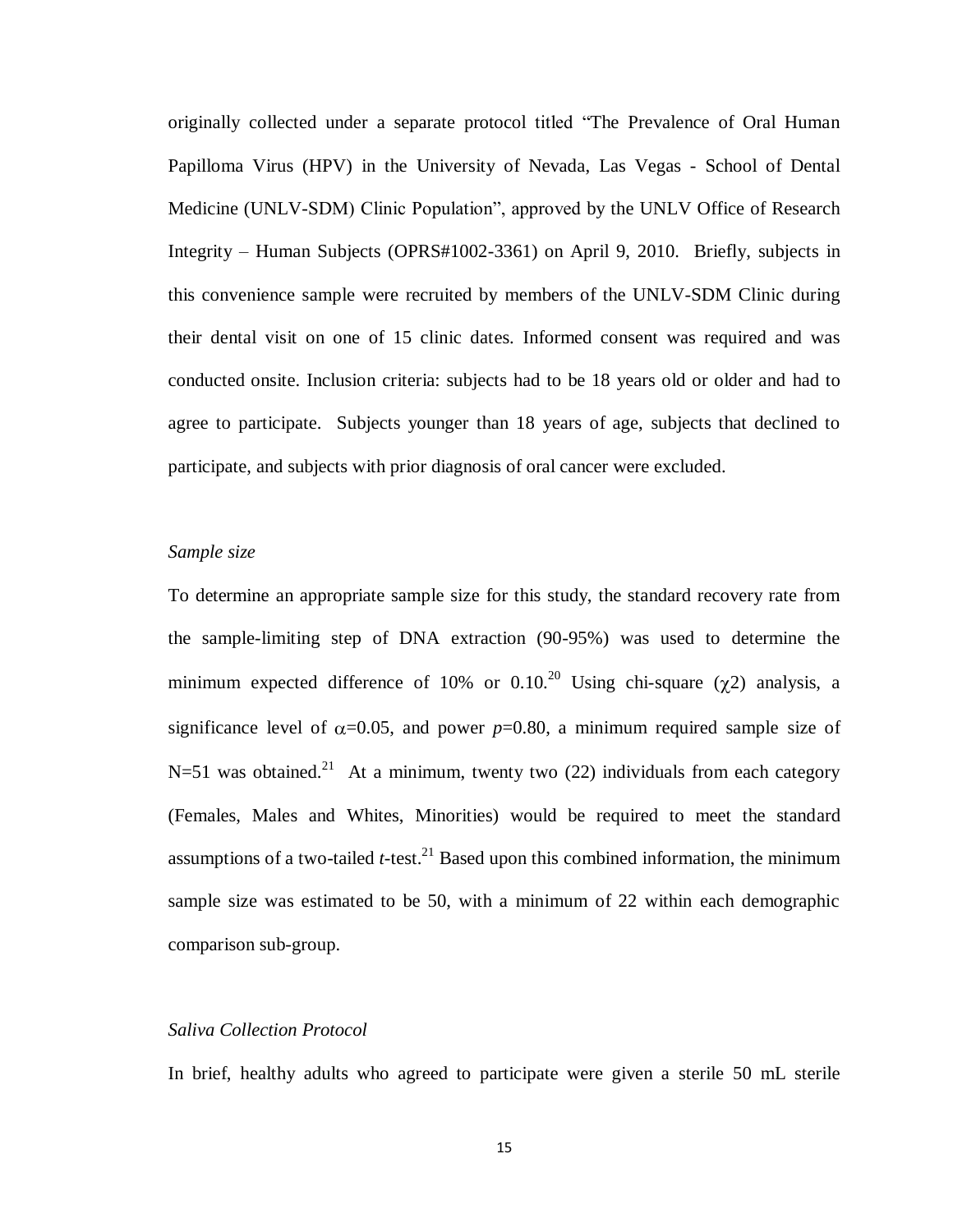originally collected under a separate protocol titled "The Prevalence of Oral Human Papilloma Virus (HPV) in the University of Nevada, Las Vegas - School of Dental Medicine (UNLV-SDM) Clinic Population", approved by the UNLV Office of Research Integrity – Human Subjects (OPRS#1002-3361) on April 9, 2010. Briefly, subjects in this convenience sample were recruited by members of the UNLV-SDM Clinic during their dental visit on one of 15 clinic dates. Informed consent was required and was conducted onsite. Inclusion criteria: subjects had to be 18 years old or older and had to agree to participate. Subjects younger than 18 years of age, subjects that declined to participate, and subjects with prior diagnosis of oral cancer were excluded.

*Sample size*

To determine an appropriate sample size for this study, the standard recovery rate from the sample-limiting step of DNA extraction (90-95%) was used to determine the minimum expected difference of 10% or 0.10.[20] Using chi-square ($\chi 2$) analysis, a significance level of $\alpha$=0.05, and power $p$=0.80, a minimum required sample size of N=51 was obtained.[21] At a minimum, twenty two (22) individuals from each category (Females, Males and Whites, Minorities) would be required to meet the standard assumptions of a two-tailed *t*-test.[21] Based upon this combined information, the minimum sample size was estimated to be 50, with a minimum of 22 within each demographic comparison sub-group.

*Saliva Collection Protocol*

In brief, healthy adults who agreed to participate were given a sterile 50 mL sterile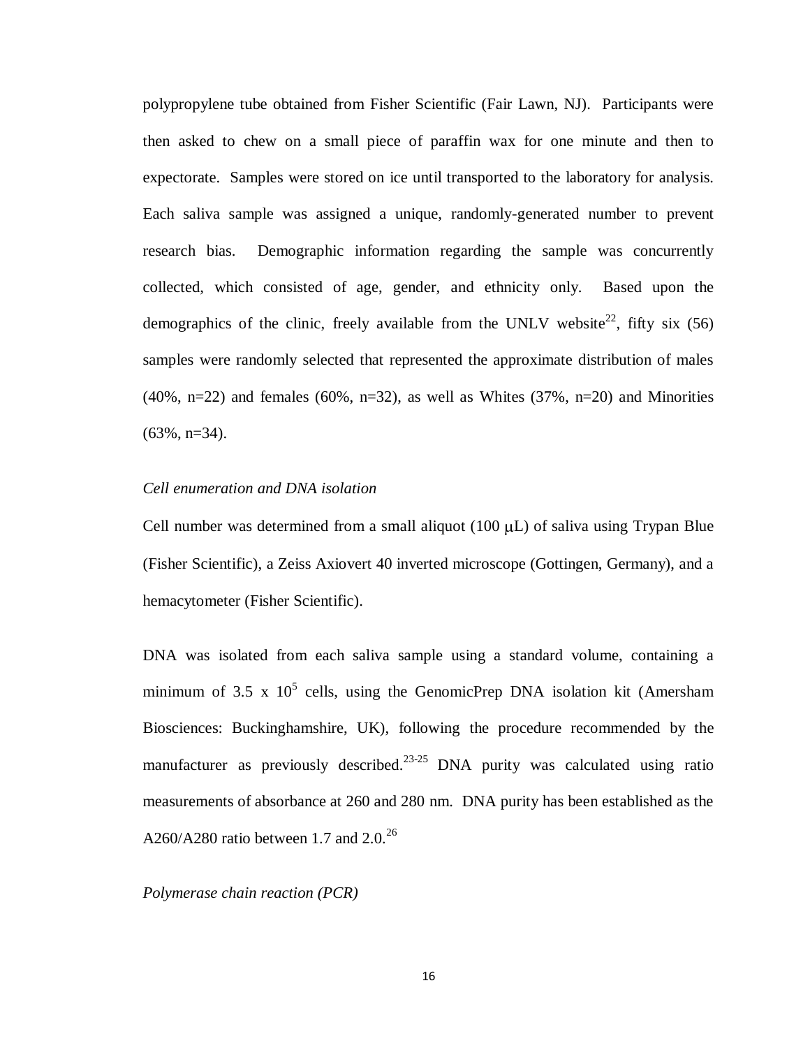polypropylene tube obtained from Fisher Scientific (Fair Lawn, NJ). Participants were then asked to chew on a small piece of paraffin wax for one minute and then to expectorate. Samples were stored on ice until transported to the laboratory for analysis. Each saliva sample was assigned a unique, randomly-generated number to prevent research bias. Demographic information regarding the sample was concurrently collected, which consisted of age, gender, and ethnicity only. Based upon the demographics of the clinic, freely available from the UNLV website[22], fifty six (56) samples were randomly selected that represented the approximate distribution of males (40%, n=22) and females (60%, n=32), as well as Whites (37%, n=20) and Minorities (63%, n=34).

*Cell enumeration and DNA isolation*

Cell number was determined from a small aliquot (100 μL) of saliva using Trypan Blue (Fisher Scientific), a Zeiss Axiovert 40 inverted microscope (Gottingen, Germany), and a hemacytometer (Fisher Scientific).

DNA was isolated from each saliva sample using a standard volume, containing a minimum of $3.5 \times 10^5$ cells, using the GenomicPrep DNA isolation kit (Amersham Biosciences: Buckinghamshire, UK), following the procedure recommended by the manufacturer as previously described.[23-25] DNA purity was calculated using ratio measurements of absorbance at 260 and 280 nm. DNA purity has been established as the A260/A280 ratio between 1.7 and 2.0.[26]

*Polymerase chain reaction (PCR)*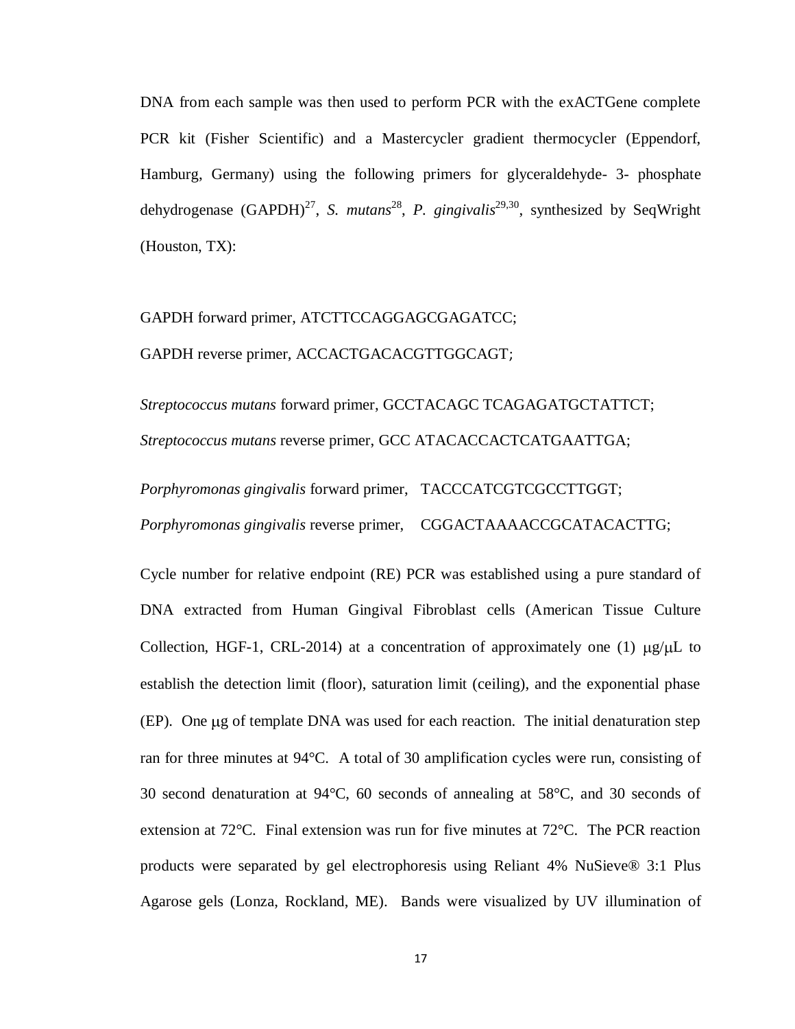DNA from each sample was then used to perform PCR with the exACTGene complete PCR kit (Fisher Scientific) and a Mastercycler gradient thermocycler (Eppendorf, Hamburg, Germany) using the following primers for glyceraldehyde- 3- phosphate dehydrogenase (GAPDH)[27], *S. mutans*[28], *P. gingivalis*[29,30], synthesized by SeqWright (Houston, TX):

GAPDH forward primer, ATCTTCCAGGAGCGAGATCC;

GAPDH reverse primer, ACCACTGACACGTTGGCAGT;

*Streptococcus mutans* forward primer, GCCTACAGC TCAGAGATGCTATTCT;

*Streptococcus mutans* reverse primer, GCC ATACACCACTCATGAATTGA;

*Porphyromonas gingivalis* forward primer, TACCCATCGTCGCCTTGGT;

*Porphyromonas gingivalis* reverse primer, CGGACTAAAACCGCATACACTTG;

Cycle number for relative endpoint (RE) PCR was established using a pure standard of DNA extracted from Human Gingival Fibroblast cells (American Tissue Culture Collection, HGF-1, CRL-2014) at a concentration of approximately one (1) μg/μL to establish the detection limit (floor), saturation limit (ceiling), and the exponential phase (EP). One μg of template DNA was used for each reaction. The initial denaturation step ran for three minutes at 94°C. A total of 30 amplification cycles were run, consisting of 30 second denaturation at 94°C, 60 seconds of annealing at 58°C, and 30 seconds of extension at 72°C. Final extension was run for five minutes at 72°C. The PCR reaction products were separated by gel electrophoresis using Reliant 4% NuSieve® 3:1 Plus Agarose gels (Lonza, Rockland, ME). Bands were visualized by UV illumination of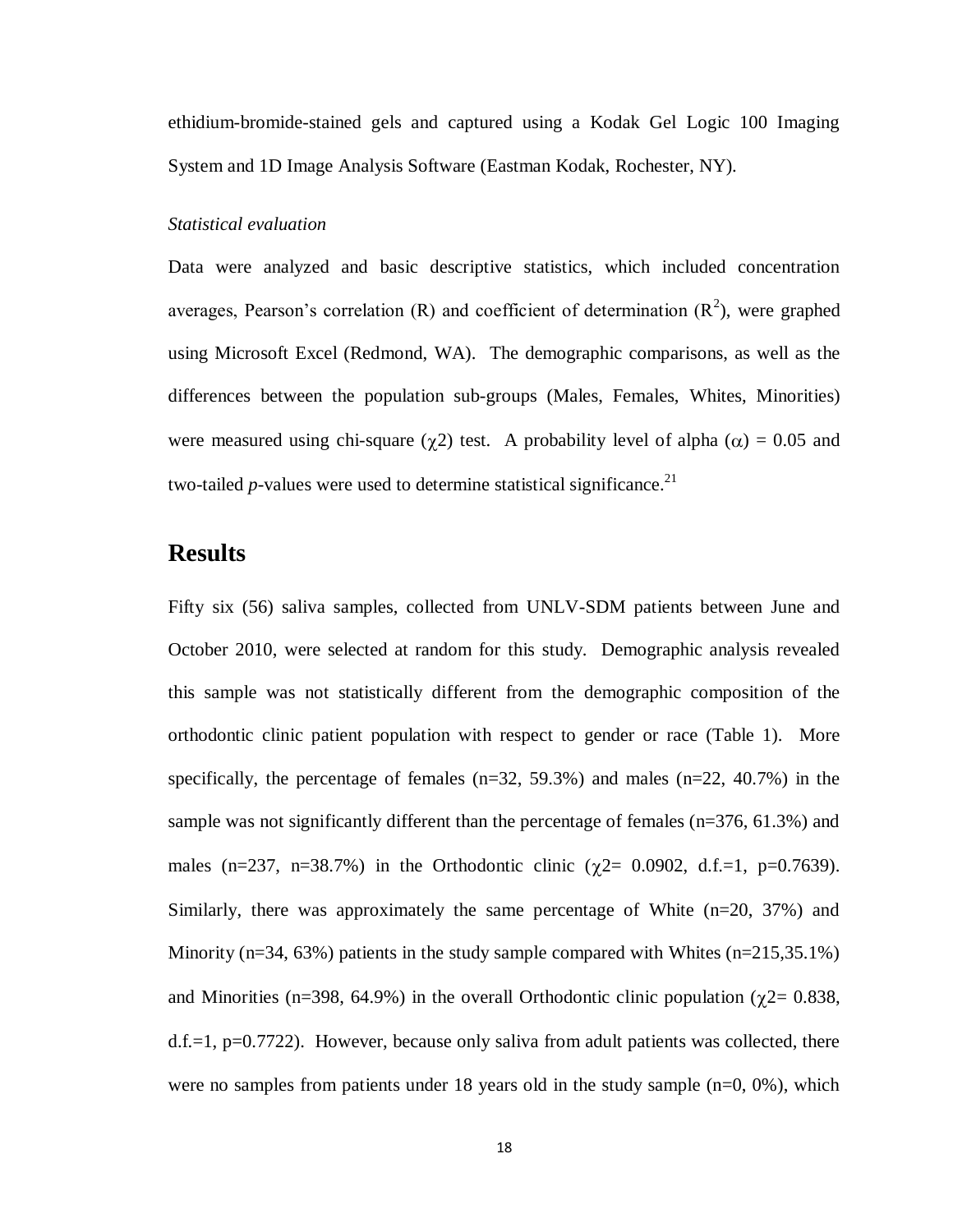ethidium-bromide-stained gels and captured using a Kodak Gel Logic 100 Imaging System and 1D Image Analysis Software (Eastman Kodak, Rochester, NY).

*Statistical evaluation*

Data were analyzed and basic descriptive statistics, which included concentration averages, Pearson's correlation (R) and coefficient of determination ($R^2$), were graphed using Microsoft Excel (Redmond, WA). The demographic comparisons, as well as the differences between the population sub-groups (Males, Females, Whites, Minorities) were measured using chi-square ($\chi 2$) test. A probability level of alpha ($\alpha$) = 0.05 and two-tailed *p*-values were used to determine statistical significance.[21]

## Results

Fifty six (56) saliva samples, collected from UNLV-SDM patients between June and October 2010, were selected at random for this study. Demographic analysis revealed this sample was not statistically different from the demographic composition of the orthodontic clinic patient population with respect to gender or race (Table 1). More specifically, the percentage of females (n=32, 59.3%) and males (n=22, 40.7%) in the sample was not significantly different than the percentage of females (n=376, 61.3%) and males (n=237, n=38.7%) in the Orthodontic clinic ($\chi 2$= 0.0902, d.f.=1, p=0.7639). Similarly, there was approximately the same percentage of White (n=20, 37%) and Minority (n=34, 63%) patients in the study sample compared with Whites (n=215,35.1%) and Minorities (n=398, 64.9%) in the overall Orthodontic clinic population ($\chi 2$= 0.838, d.f.=1, p=0.7722). However, because only saliva from adult patients was collected, there were no samples from patients under 18 years old in the study sample (n=0, 0%), which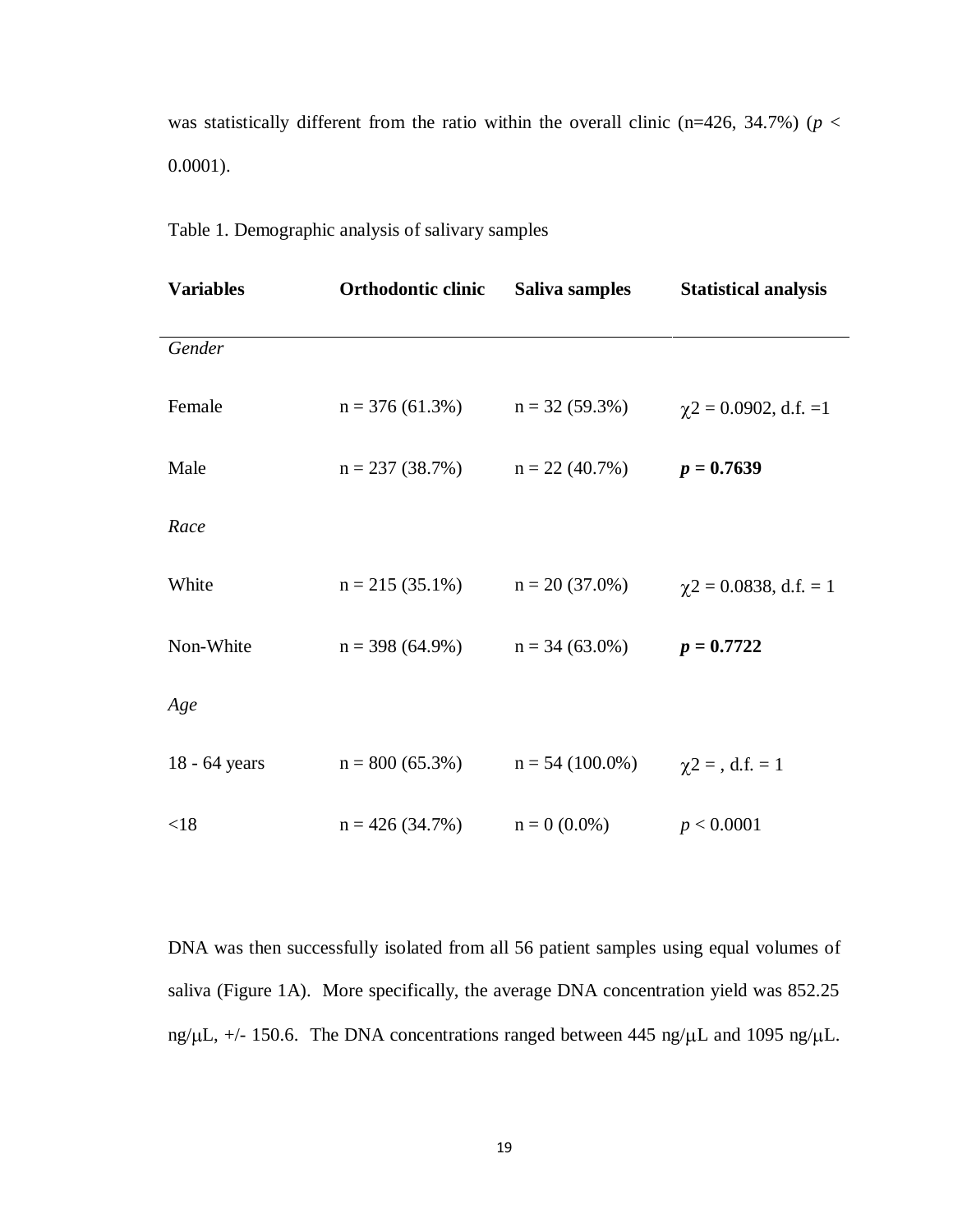was statistically different from the ratio within the overall clinic (n=426, 34.7%) ($p < 0.0001$).

Table 1. Demographic analysis of salivary samples

| **Variables** | **Orthodontic clinic** | **Saliva samples** | **Statistical analysis** |
|---|---|---|---|
| *Gender* | | | |
| Female | n = 376 (61.3%) | n = 32 (59.3%) | $\chi 2 = 0.0902$, d.f. =1 |
| Male | n = 237 (38.7%) | n = 22 (40.7%) | ***p* = 0.7639** |
| *Race* | | | |
| White | n = 215 (35.1%) | n = 20 (37.0%) | $\chi 2 = 0.0838$, d.f. = 1 |
| Non-White | n = 398 (64.9%) | n = 34 (63.0%) | ***p* = 0.7722** |
| *Age* | | | |
| 18 - 64 years | n = 800 (65.3%) | n = 54 (100.0%) | $\chi 2$ = , d.f. = 1 |
| <18 | n = 426 (34.7%) | n = 0 (0.0%) | $p < 0.0001$ |

DNA was then successfully isolated from all 56 patient samples using equal volumes of saliva (Figure 1A). More specifically, the average DNA concentration yield was 852.25 ng/$\mu$L, +/- 150.6. The DNA concentrations ranged between 445 ng/$\mu$L and 1095 ng/$\mu$L.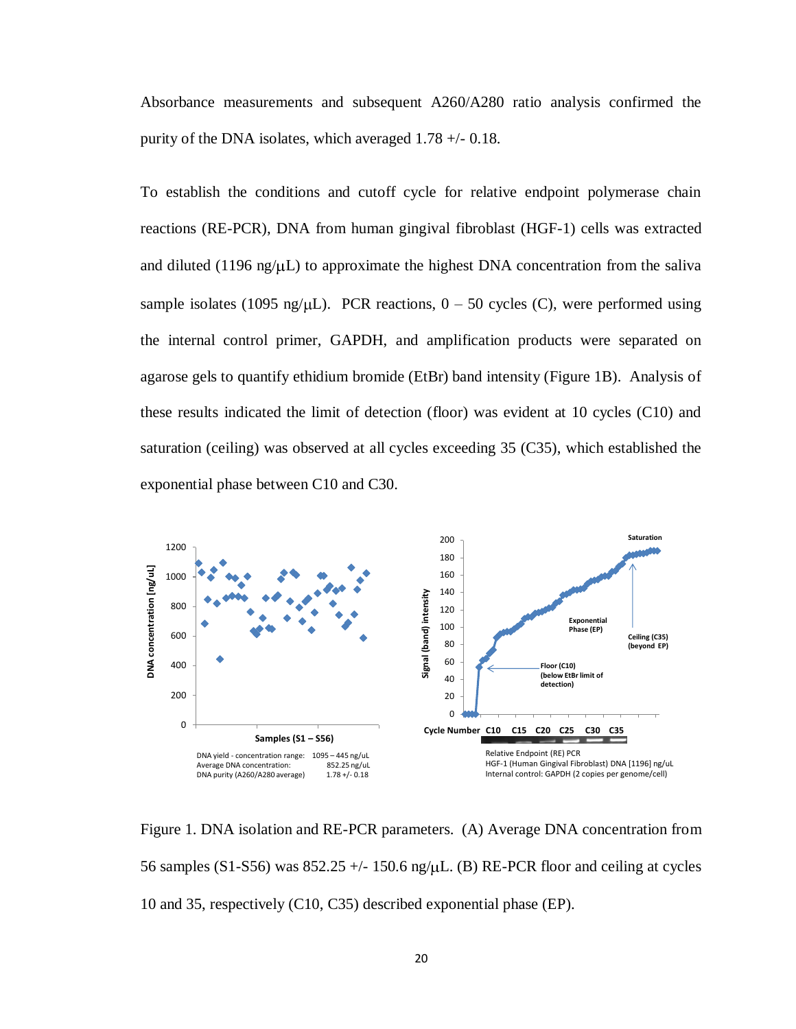Absorbance measurements and subsequent A260/A280 ratio analysis confirmed the purity of the DNA isolates, which averaged 1.78 +/- 0.18.

To establish the conditions and cutoff cycle for relative endpoint polymerase chain reactions (RE-PCR), DNA from human gingival fibroblast (HGF-1) cells was extracted and diluted (1196 ng/μL) to approximate the highest DNA concentration from the saliva sample isolates (1095 ng/μL). PCR reactions, 0 – 50 cycles (C), were performed using the internal control primer, GAPDH, and amplification products were separated on agarose gels to quantify ethidium bromide (EtBr) band intensity (Figure 1B). Analysis of these results indicated the limit of detection (floor) was evident at 10 cycles (C10) and saturation (ceiling) was observed at all cycles exceeding 35 (C35), which established the exponential phase between C10 and C30.

Figure 1. DNA isolation and RE-PCR parameters. (A) Average DNA concentration from 56 samples (S1-S56) was 852.25 +/- 150.6 ng/μL. (B) RE-PCR floor and ceiling at cycles 10 and 35, respectively (C10, C35) described exponential phase (EP).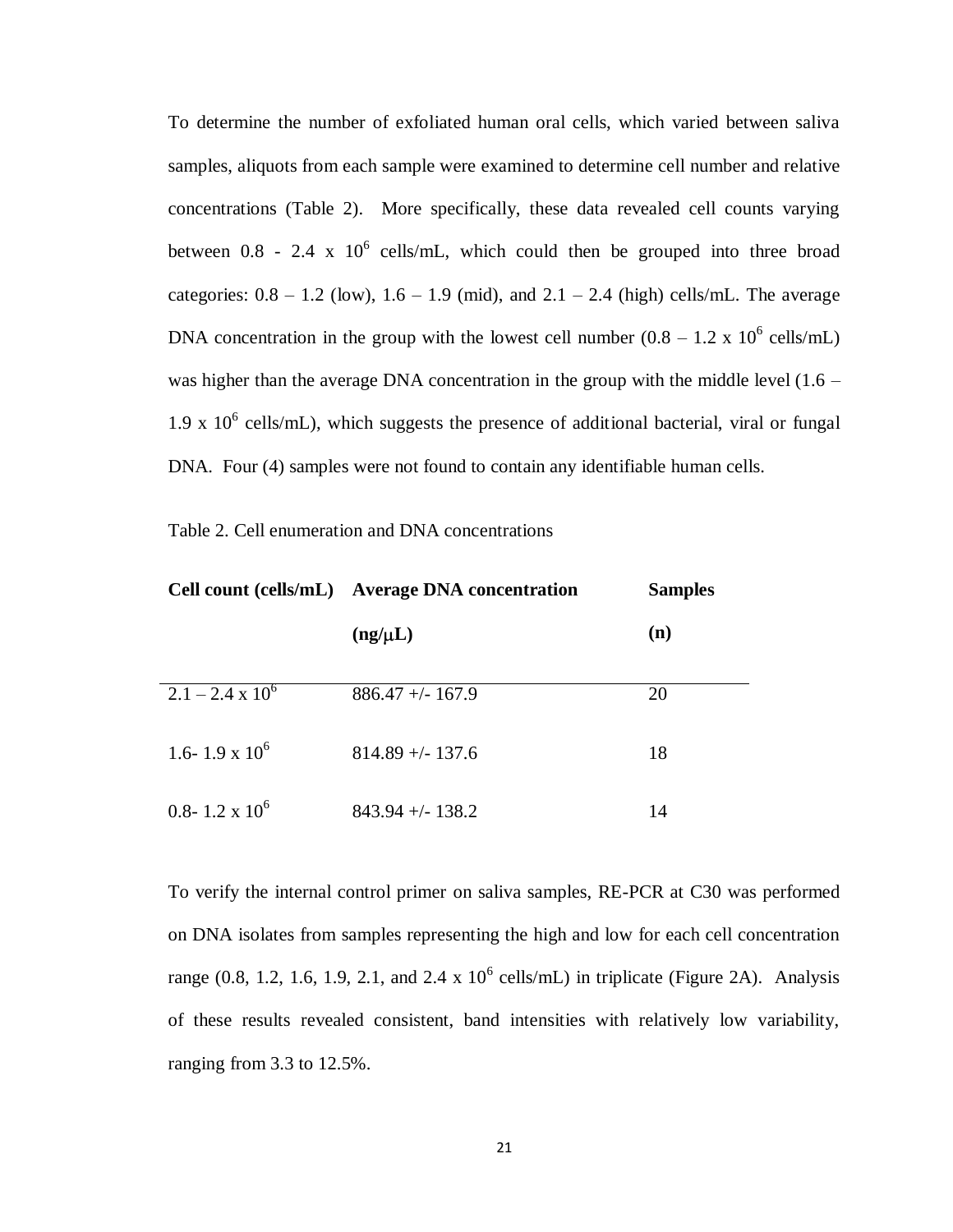To determine the number of exfoliated human oral cells, which varied between saliva samples, aliquots from each sample were examined to determine cell number and relative concentrations (Table 2). More specifically, these data revealed cell counts varying between 0.8 - 2.4 x $10^6$ cells/mL, which could then be grouped into three broad categories: 0.8 – 1.2 (low), 1.6 – 1.9 (mid), and 2.1 – 2.4 (high) cells/mL. The average DNA concentration in the group with the lowest cell number (0.8 – 1.2 x $10^6$ cells/mL) was higher than the average DNA concentration in the group with the middle level (1.6 – 1.9 x $10^6$ cells/mL), which suggests the presence of additional bacterial, viral or fungal DNA. Four (4) samples were not found to contain any identifiable human cells.

Table 2. Cell enumeration and DNA concentrations

| Cell count (cells/mL) | Average DNA concentration (ng/μL) | Samples (n) |
|---|---|---|
| 2.1 – 2.4 x $10^6$ | 886.47 +/- 167.9 | 20 |
| 1.6- 1.9 x $10^6$ | 814.89 +/- 137.6 | 18 |
| 0.8- 1.2 x $10^6$ | 843.94 +/- 138.2 | 14 |

To verify the internal control primer on saliva samples, RE-PCR at C30 was performed on DNA isolates from samples representing the high and low for each cell concentration range (0.8, 1.2, 1.6, 1.9, 2.1, and 2.4 x $10^6$ cells/mL) in triplicate (Figure 2A). Analysis of these results revealed consistent, band intensities with relatively low variability, ranging from 3.3 to 12.5%.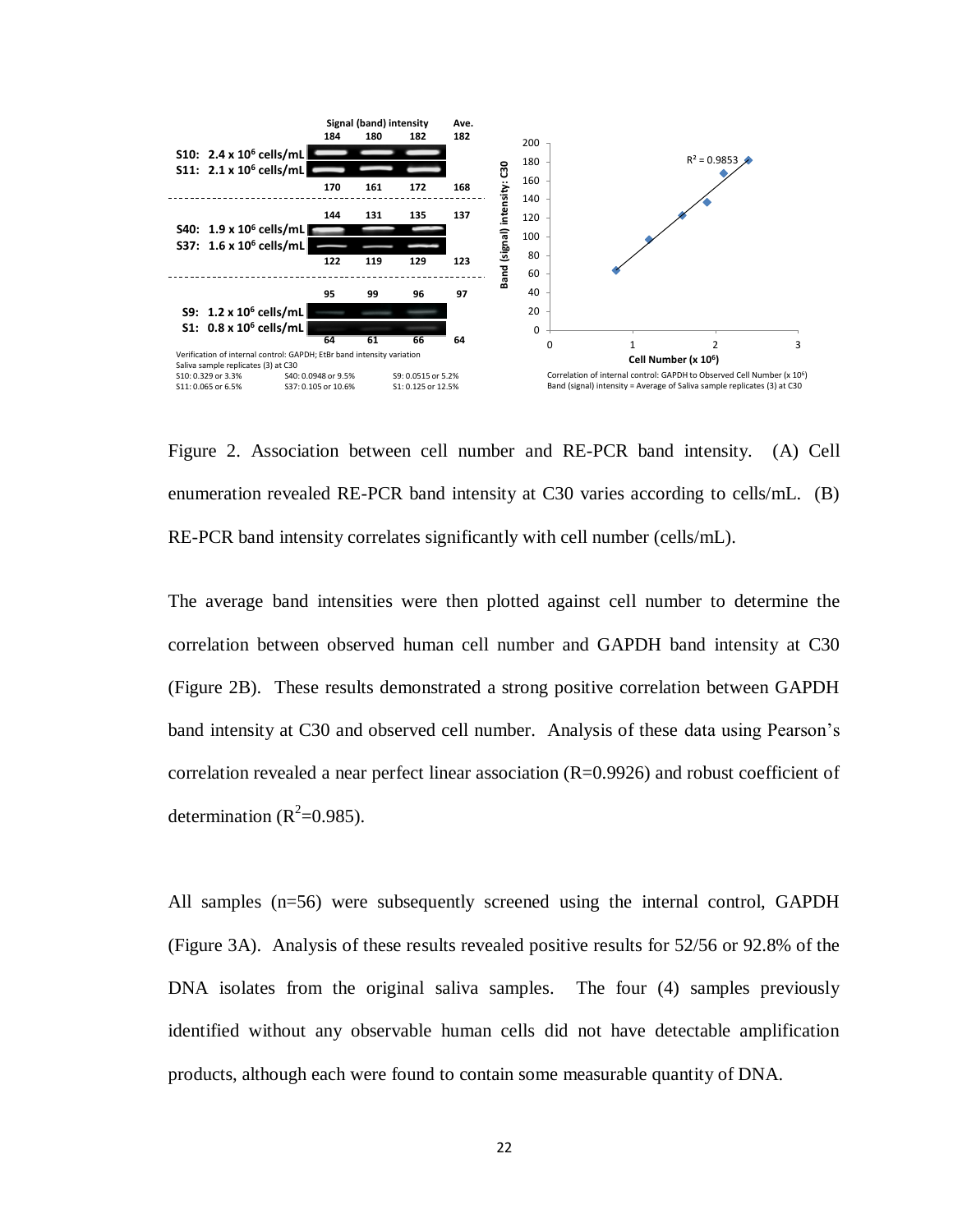Figure 2. Association between cell number and RE-PCR band intensity. (A) Cell enumeration revealed RE-PCR band intensity at C30 varies according to cells/mL. (B) RE-PCR band intensity correlates significantly with cell number (cells/mL).

The average band intensities were then plotted against cell number to determine the correlation between observed human cell number and GAPDH band intensity at C30 (Figure 2B). These results demonstrated a strong positive correlation between GAPDH band intensity at C30 and observed cell number. Analysis of these data using Pearson's correlation revealed a near perfect linear association (R=0.9926) and robust coefficient of determination ($R^2$=0.985).

All samples (n=56) were subsequently screened using the internal control, GAPDH (Figure 3A). Analysis of these results revealed positive results for 52/56 or 92.8% of the DNA isolates from the original saliva samples. The four (4) samples previously identified without any observable human cells did not have detectable amplification products, although each were found to contain some measurable quantity of DNA.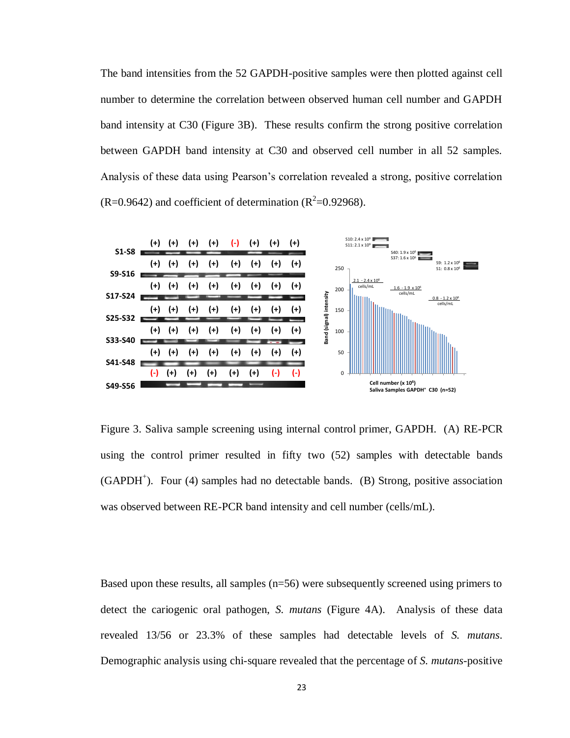The band intensities from the 52 GAPDH-positive samples were then plotted against cell number to determine the correlation between observed human cell number and GAPDH band intensity at C30 (Figure 3B). These results confirm the strong positive correlation between GAPDH band intensity at C30 and observed cell number in all 52 samples. Analysis of these data using Pearson's correlation revealed a strong, positive correlation (R=0.9642) and coefficient of determination ($R^2$=0.92968).

Figure 3. Saliva sample screening using internal control primer, GAPDH. (A) RE-PCR using the control primer resulted in fifty two (52) samples with detectable bands ($GAPDH^+$). Four (4) samples had no detectable bands. (B) Strong, positive association was observed between RE-PCR band intensity and cell number (cells/mL).

Based upon these results, all samples (n=56) were subsequently screened using primers to detect the cariogenic oral pathogen, *S. mutans* (Figure 4A). Analysis of these data revealed 13/56 or 23.3% of these samples had detectable levels of *S. mutans*. Demographic analysis using chi-square revealed that the percentage of *S. mutans*-positive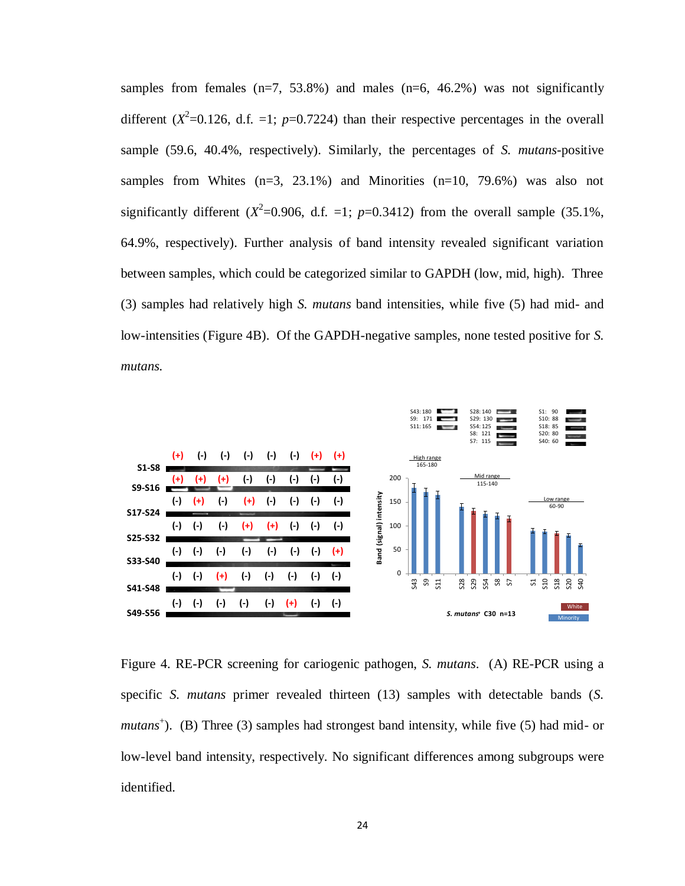samples from females (n=7, 53.8%) and males (n=6, 46.2%) was not significantly different ($X^2$=0.126, d.f. =1; $p$=0.7224) than their respective percentages in the overall sample (59.6, 40.4%, respectively). Similarly, the percentages of *S. mutans*-positive samples from Whites (n=3, 23.1%) and Minorities (n=10, 79.6%) was also not significantly different ($X^2$=0.906, d.f. =1; $p$=0.3412) from the overall sample (35.1%, 64.9%, respectively). Further analysis of band intensity revealed significant variation between samples, which could be categorized similar to GAPDH (low, mid, high). Three (3) samples had relatively high *S. mutans* band intensities, while five (5) had mid- and low-intensities (Figure 4B). Of the GAPDH-negative samples, none tested positive for *S. mutans.*

Figure 4. RE-PCR screening for cariogenic pathogen, *S. mutans*. (A) RE-PCR using a specific *S. mutans* primer revealed thirteen (13) samples with detectable bands (*S. mutans*$^+$). (B) Three (3) samples had strongest band intensity, while five (5) had mid- or low-level band intensity, respectively. No significant differences among subgroups were identified.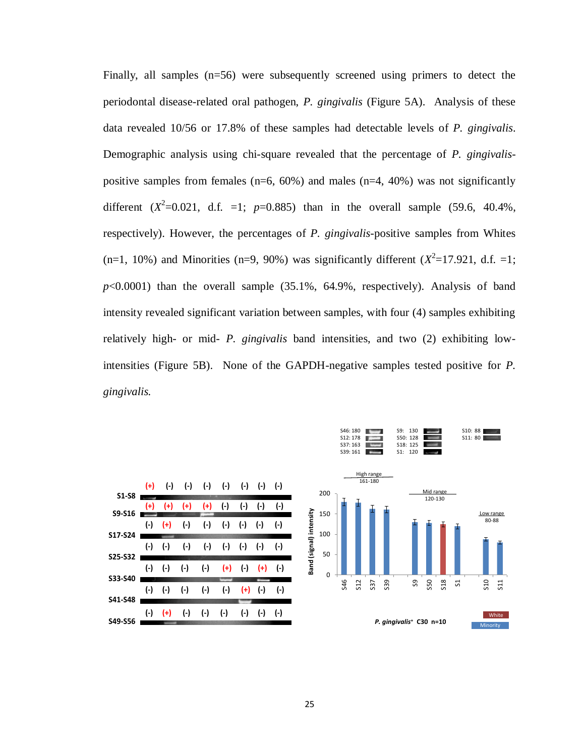Finally, all samples (n=56) were subsequently screened using primers to detect the periodontal disease-related oral pathogen, *P. gingivalis* (Figure 5A). Analysis of these data revealed 10/56 or 17.8% of these samples had detectable levels of *P. gingivalis*. Demographic analysis using chi-square revealed that the percentage of *P. gingivalis*-positive samples from females (n=6, 60%) and males (n=4, 40%) was not significantly different ($X^2$=0.021, d.f. =1; $p$=0.885) than in the overall sample (59.6, 40.4%, respectively). However, the percentages of *P. gingivalis*-positive samples from Whites (n=1, 10%) and Minorities (n=9, 90%) was significantly different ($X^2$=17.921, d.f. =1; $p$<0.0001) than the overall sample (35.1%, 64.9%, respectively). Analysis of band intensity revealed significant variation between samples, with four (4) samples exhibiting relatively high- or mid- *P. gingivalis* band intensities, and two (2) exhibiting low-intensities (Figure 5B). None of the GAPDH-negative samples tested positive for *P. gingivalis.*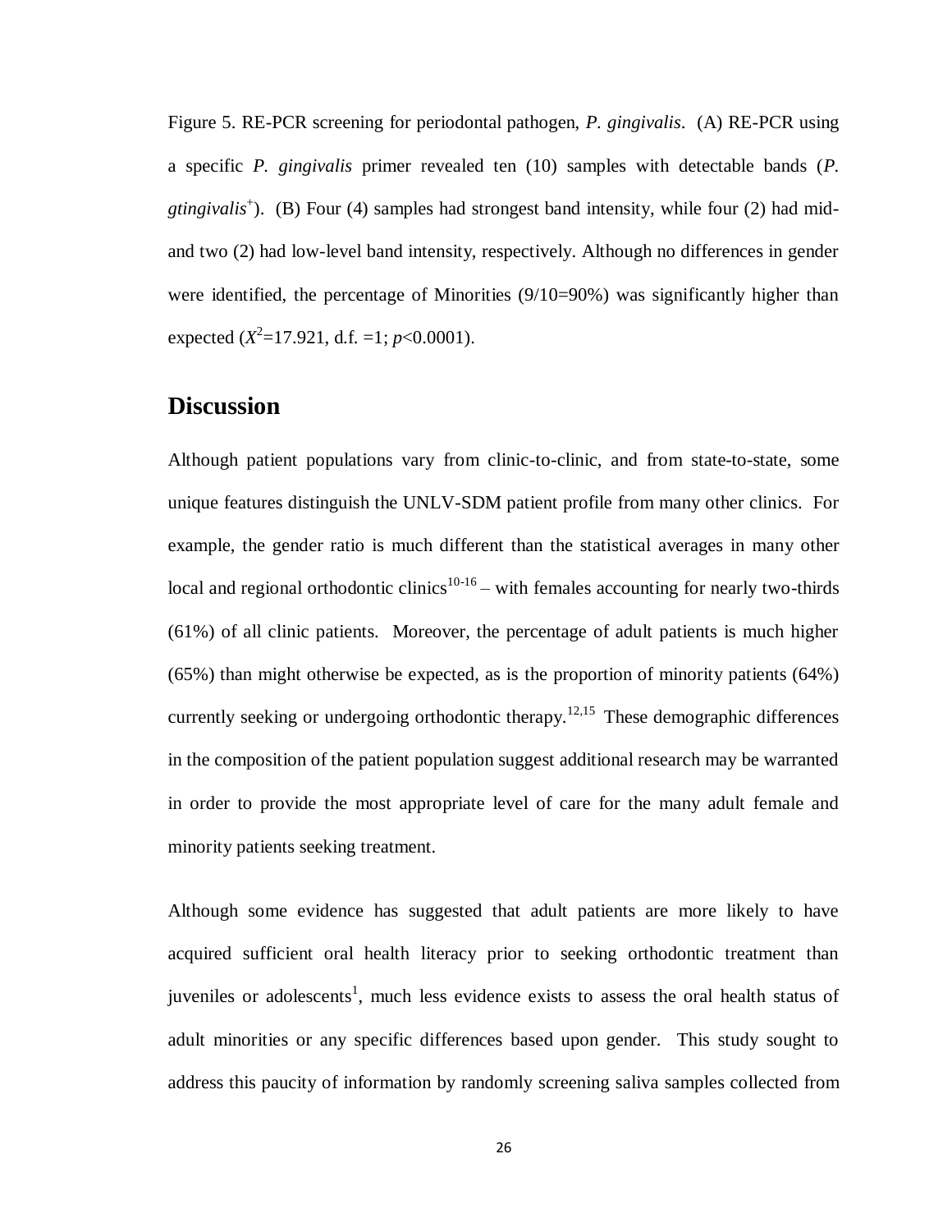Figure 5. RE-PCR screening for periodontal pathogen, *P. gingivalis*. (A) RE-PCR using a specific *P. gingivalis* primer revealed ten (10) samples with detectable bands (*P. gtingivalis*$^{+}$). (B) Four (4) samples had strongest band intensity, while four (2) had mid- and two (2) had low-level band intensity, respectively. Although no differences in gender were identified, the percentage of Minorities (9/10=90%) was significantly higher than expected ($X^2$=17.921, d.f. =1; $p$<0.0001).

## Discussion

Although patient populations vary from clinic-to-clinic, and from state-to-state, some unique features distinguish the UNLV-SDM patient profile from many other clinics. For example, the gender ratio is much different than the statistical averages in many other local and regional orthodontic clinics[10-16] – with females accounting for nearly two-thirds (61%) of all clinic patients. Moreover, the percentage of adult patients is much higher (65%) than might otherwise be expected, as is the proportion of minority patients (64%) currently seeking or undergoing orthodontic therapy.[12,15] These demographic differences in the composition of the patient population suggest additional research may be warranted in order to provide the most appropriate level of care for the many adult female and minority patients seeking treatment.

Although some evidence has suggested that adult patients are more likely to have acquired sufficient oral health literacy prior to seeking orthodontic treatment than juveniles or adolescents[1], much less evidence exists to assess the oral health status of adult minorities or any specific differences based upon gender. This study sought to address this paucity of information by randomly screening saliva samples collected from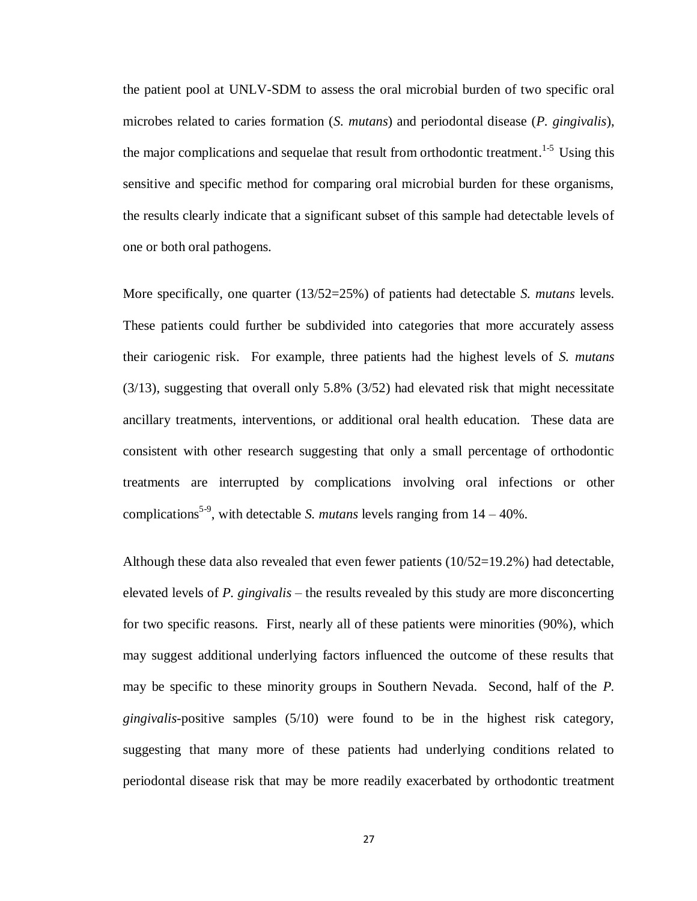the patient pool at UNLV-SDM to assess the oral microbial burden of two specific oral microbes related to caries formation (*S. mutans*) and periodontal disease (*P. gingivalis*), the major complications and sequelae that result from orthodontic treatment.[1-5] Using this sensitive and specific method for comparing oral microbial burden for these organisms, the results clearly indicate that a significant subset of this sample had detectable levels of one or both oral pathogens.

More specifically, one quarter (13/52=25%) of patients had detectable *S. mutans* levels. These patients could further be subdivided into categories that more accurately assess their cariogenic risk. For example, three patients had the highest levels of *S. mutans* (3/13), suggesting that overall only 5.8% (3/52) had elevated risk that might necessitate ancillary treatments, interventions, or additional oral health education. These data are consistent with other research suggesting that only a small percentage of orthodontic treatments are interrupted by complications involving oral infections or other complications[5-9], with detectable *S. mutans* levels ranging from 14 – 40%.

Although these data also revealed that even fewer patients (10/52=19.2%) had detectable, elevated levels of *P. gingivalis* – the results revealed by this study are more disconcerting for two specific reasons. First, nearly all of these patients were minorities (90%), which may suggest additional underlying factors influenced the outcome of these results that may be specific to these minority groups in Southern Nevada. Second, half of the *P. gingivalis*-positive samples (5/10) were found to be in the highest risk category, suggesting that many more of these patients had underlying conditions related to periodontal disease risk that may be more readily exacerbated by orthodontic treatment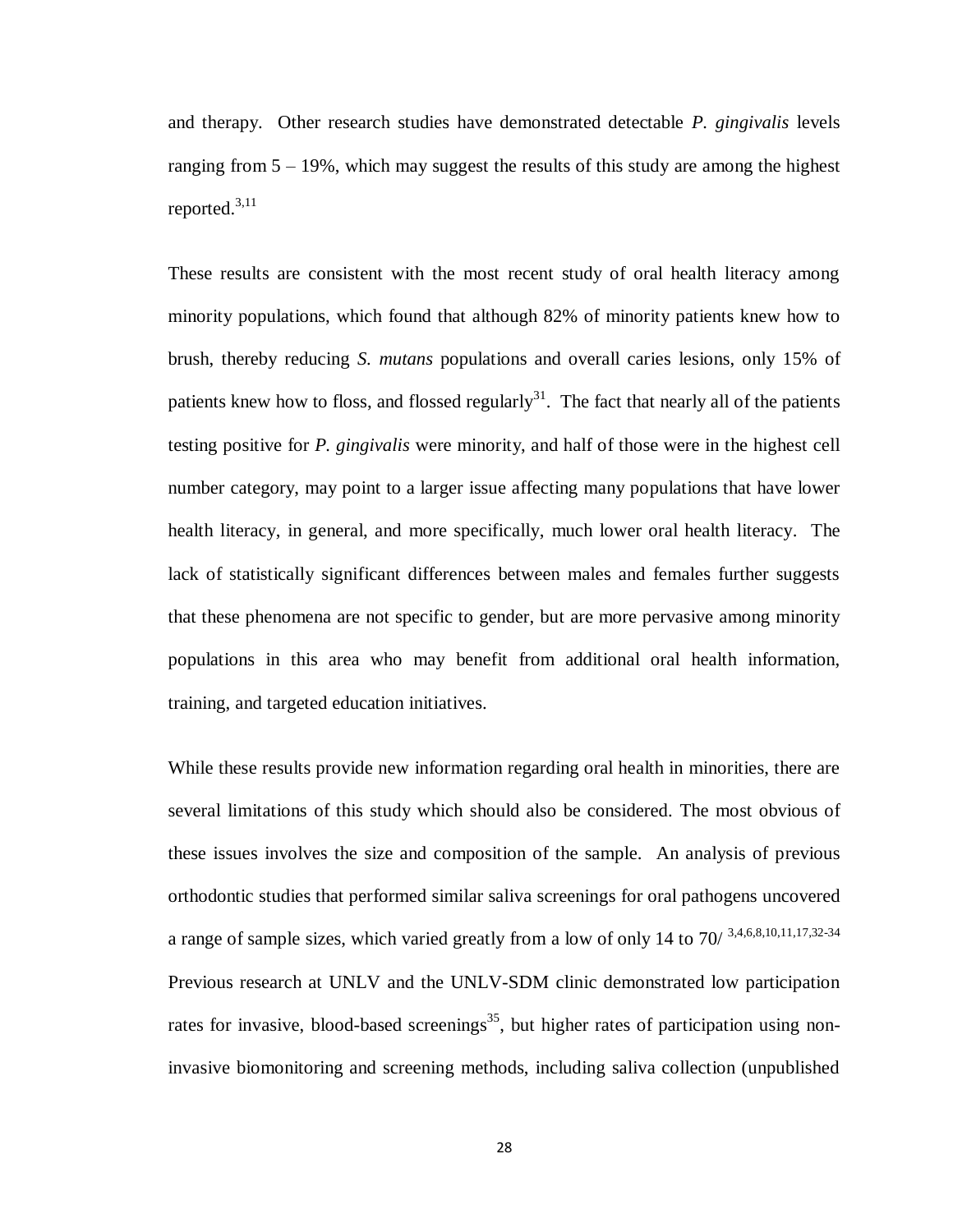and therapy. Other research studies have demonstrated detectable *P. gingivalis* levels ranging from 5 – 19%, which may suggest the results of this study are among the highest reported.[3,11]

These results are consistent with the most recent study of oral health literacy among minority populations, which found that although 82% of minority patients knew how to brush, thereby reducing *S. mutans* populations and overall caries lesions, only 15% of patients knew how to floss, and flossed regularly[31]. The fact that nearly all of the patients testing positive for *P. gingivalis* were minority, and half of those were in the highest cell number category, may point to a larger issue affecting many populations that have lower health literacy, in general, and more specifically, much lower oral health literacy. The lack of statistically significant differences between males and females further suggests that these phenomena are not specific to gender, but are more pervasive among minority populations in this area who may benefit from additional oral health information, training, and targeted education initiatives.

While these results provide new information regarding oral health in minorities, there are several limitations of this study which should also be considered. The most obvious of these issues involves the size and composition of the sample. An analysis of previous orthodontic studies that performed similar saliva screenings for oral pathogens uncovered a range of sample sizes, which varied greatly from a low of only 14 to 70/ [3,4,6,8,10,11,17,32-34] Previous research at UNLV and the UNLV-SDM clinic demonstrated low participation rates for invasive, blood-based screenings[35], but higher rates of participation using non-invasive biomonitoring and screening methods, including saliva collection (unpublished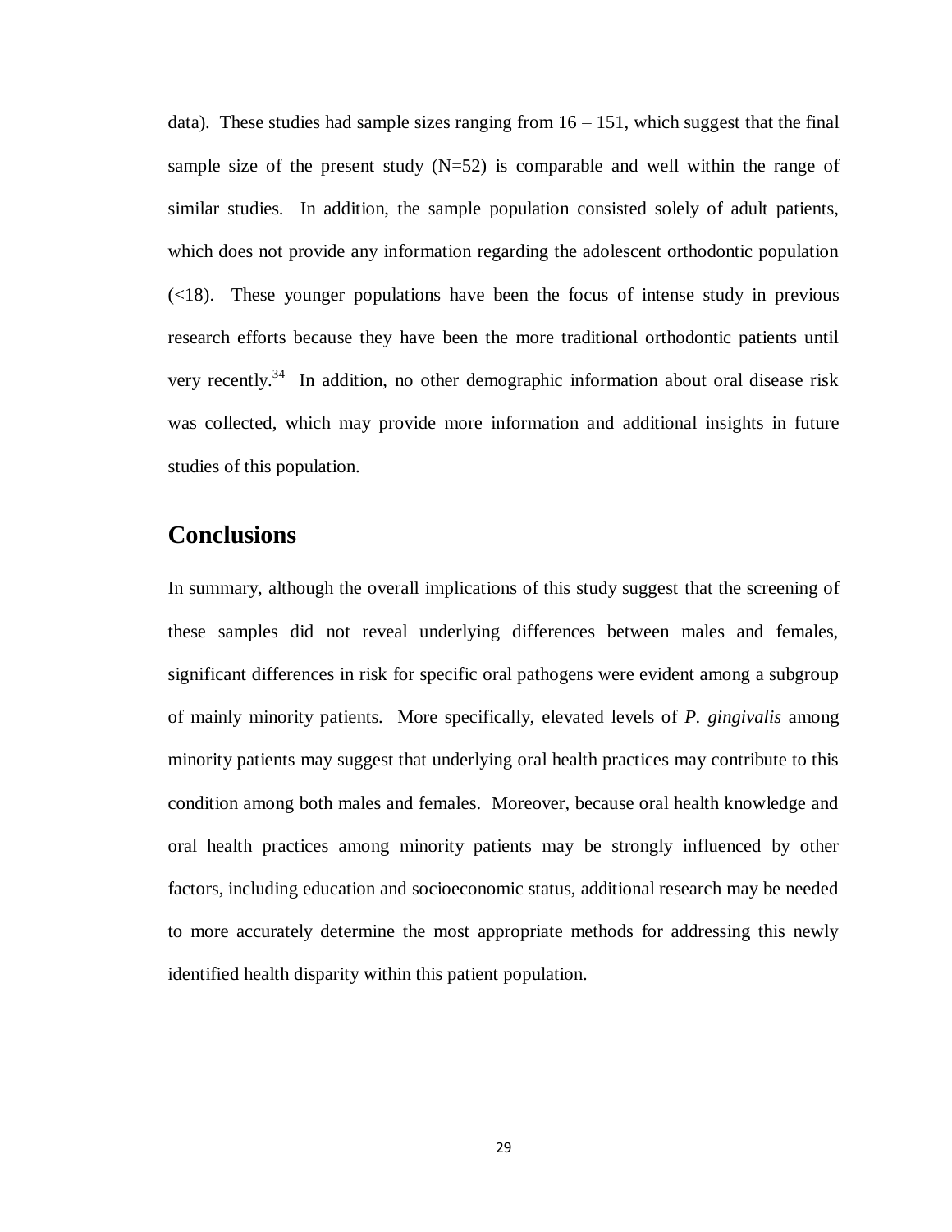data). These studies had sample sizes ranging from 16 – 151, which suggest that the final sample size of the present study (N=52) is comparable and well within the range of similar studies. In addition, the sample population consisted solely of adult patients, which does not provide any information regarding the adolescent orthodontic population (<18). These younger populations have been the focus of intense study in previous research efforts because they have been the more traditional orthodontic patients until very recently.[34] In addition, no other demographic information about oral disease risk was collected, which may provide more information and additional insights in future studies of this population.

## Conclusions

In summary, although the overall implications of this study suggest that the screening of these samples did not reveal underlying differences between males and females, significant differences in risk for specific oral pathogens were evident among a subgroup of mainly minority patients. More specifically, elevated levels of *P. gingivalis* among minority patients may suggest that underlying oral health practices may contribute to this condition among both males and females. Moreover, because oral health knowledge and oral health practices among minority patients may be strongly influenced by other factors, including education and socioeconomic status, additional research may be needed to more accurately determine the most appropriate methods for addressing this newly identified health disparity within this patient population.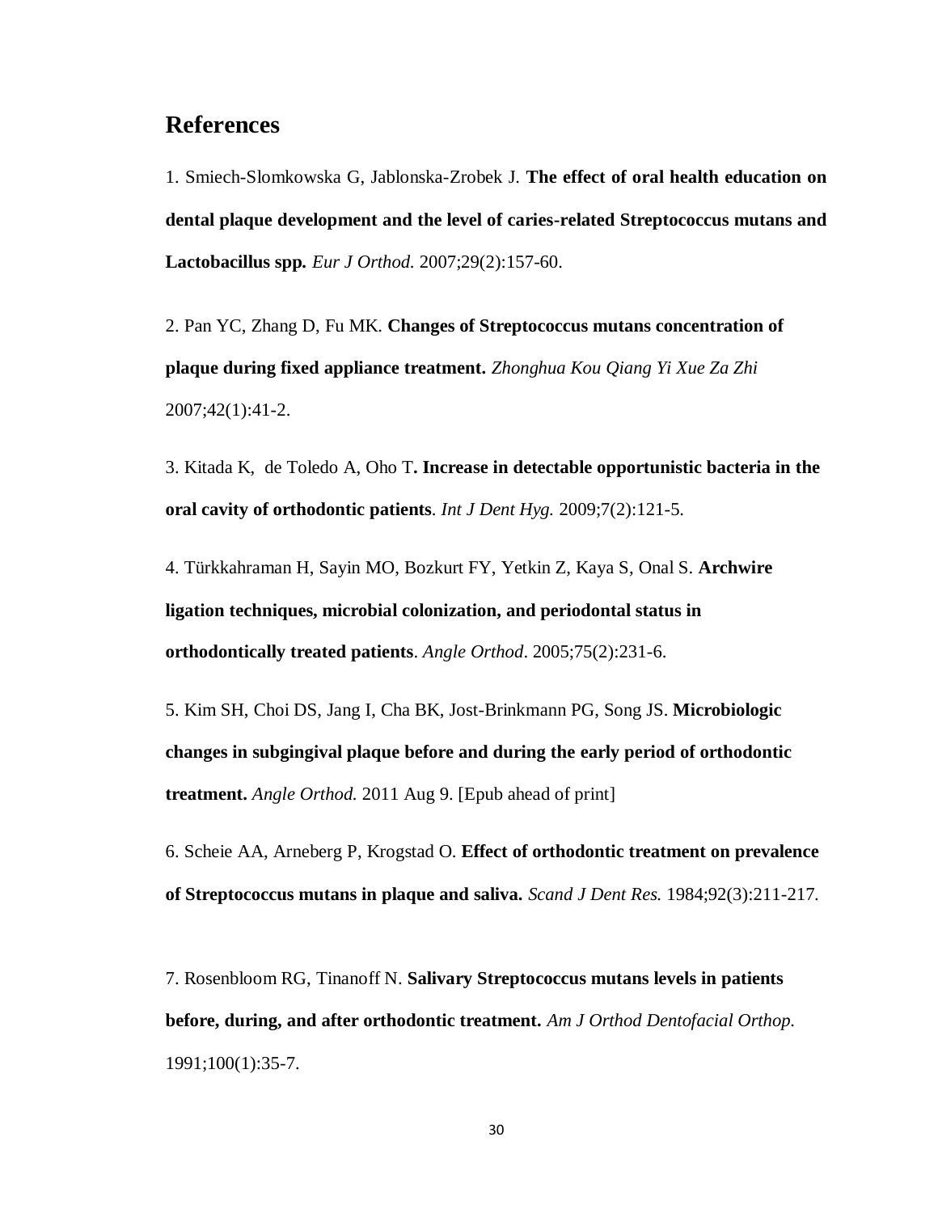## References

1. Smiech-Slomkowska G, Jablonska-Zrobek J. **The effect of oral health education on dental plaque development and the level of caries-related Streptococcus mutans and Lactobacillus spp.** *Eur J Orthod.* 2007;29(2):157-60.

2. Pan YC, Zhang D, Fu MK. **Changes of Streptococcus mutans concentration of plaque during fixed appliance treatment.** *Zhonghua Kou Qiang Yi Xue Za Zhi* 2007;42(1):41-2.

3. Kitada K, de Toledo A, Oho T**. Increase in detectable opportunistic bacteria in the oral cavity of orthodontic patients**. *Int J Dent Hyg.* 2009;7(2):121-5.

4. Türkkahraman H, Sayin MO, Bozkurt FY, Yetkin Z, Kaya S, Onal S. **Archwire ligation techniques, microbial colonization, and periodontal status in orthodontically treated patients**. *Angle Orthod*. 2005;75(2):231-6.

5. Kim SH, Choi DS, Jang I, Cha BK, Jost-Brinkmann PG, Song JS. **Microbiologic changes in subgingival plaque before and during the early period of orthodontic treatment.** *Angle Orthod.* 2011 Aug 9. [Epub ahead of print]

6. Scheie AA, Arneberg P, Krogstad O. **Effect of orthodontic treatment on prevalence of Streptococcus mutans in plaque and saliva.** *Scand J Dent Res.* 1984;92(3):211-217.

7. Rosenbloom RG, Tinanoff N. **Salivary Streptococcus mutans levels in patients before, during, and after orthodontic treatment.** *Am J Orthod Dentofacial Orthop.* 1991;100(1):35-7.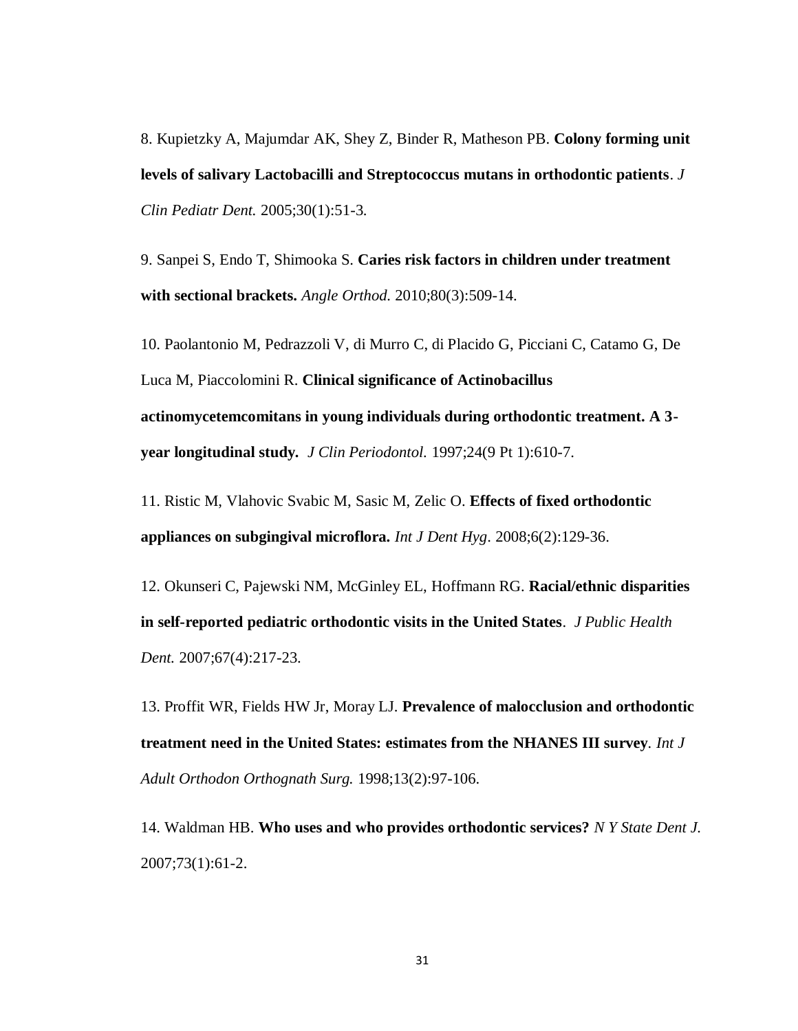8. Kupietzky A, Majumdar AK, Shey Z, Binder R, Matheson PB. **Colony forming unit levels of salivary Lactobacilli and Streptococcus mutans in orthodontic patients**. *J Clin Pediatr Dent.* 2005;30(1):51-3.

9. Sanpei S, Endo T, Shimooka S. **Caries risk factors in children under treatment with sectional brackets.** *Angle Orthod.* 2010;80(3):509-14.

10. Paolantonio M, Pedrazzoli V, di Murro C, di Placido G, Picciani C, Catamo G, De Luca M, Piaccolomini R. **Clinical significance of Actinobacillus actinomycetemcomitans in young individuals during orthodontic treatment. A 3-year longitudinal study.** *J Clin Periodontol.* 1997;24(9 Pt 1):610-7.

11. Ristic M, Vlahovic Svabic M, Sasic M, Zelic O. **Effects of fixed orthodontic appliances on subgingival microflora.** *Int J Dent Hyg*. 2008;6(2):129-36.

12. Okunseri C, Pajewski NM, McGinley EL, Hoffmann RG. **Racial/ethnic disparities in self-reported pediatric orthodontic visits in the United States**. *J Public Health Dent.* 2007;67(4):217-23.

13. Proffit WR, Fields HW Jr, Moray LJ. **Prevalence of malocclusion and orthodontic treatment need in the United States: estimates from the NHANES III survey**. *Int J Adult Orthodon Orthognath Surg.* 1998;13(2):97-106.

14. Waldman HB. **Who uses and who provides orthodontic services?** *N Y State Dent J.* 2007;73(1):61-2.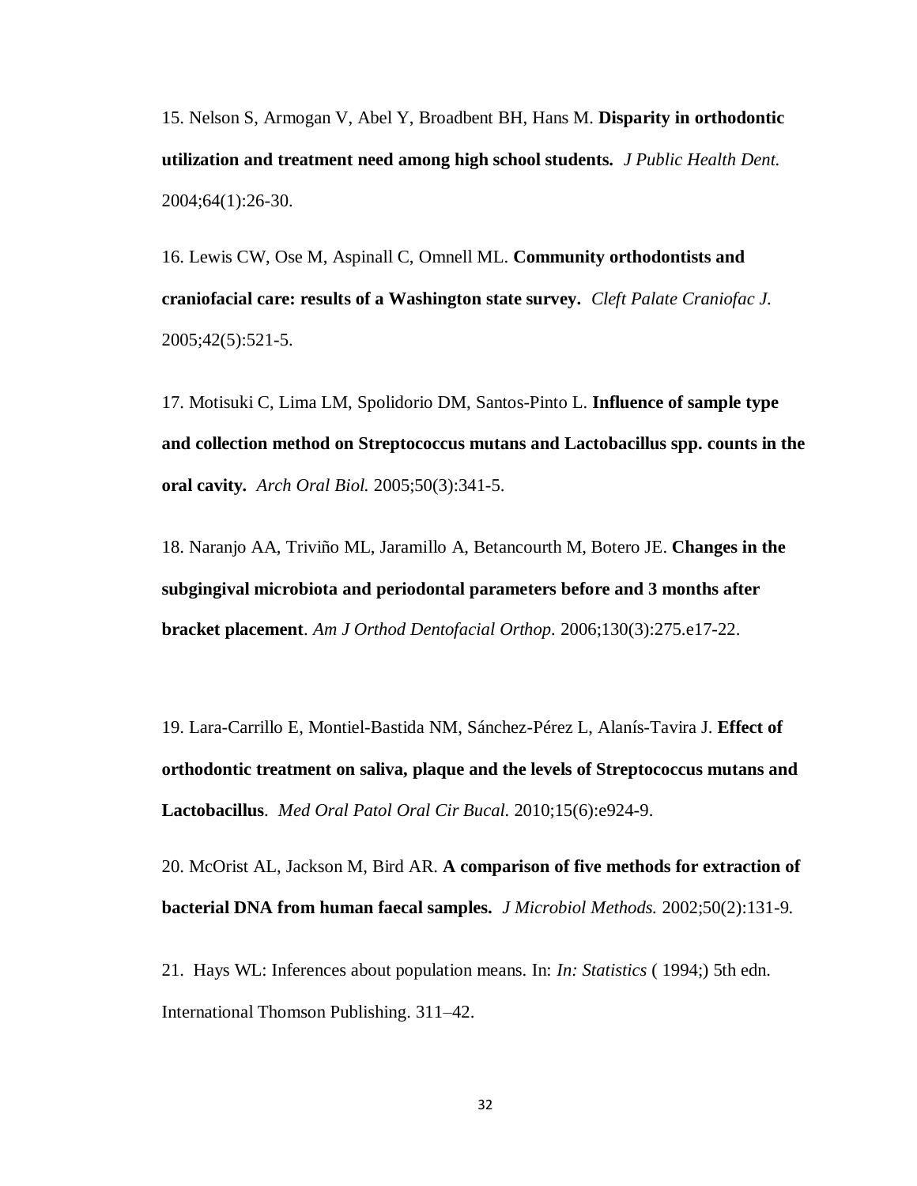15. Nelson S, Armogan V, Abel Y, Broadbent BH, Hans M. **Disparity in orthodontic utilization and treatment need among high school students.** *J Public Health Dent.* 2004;64(1):26-30.

16. Lewis CW, Ose M, Aspinall C, Omnell ML. **Community orthodontists and craniofacial care: results of a Washington state survey.** *Cleft Palate Craniofac J.* 2005;42(5):521-5.

17. Motisuki C, Lima LM, Spolidorio DM, Santos-Pinto L. **Influence of sample type and collection method on Streptococcus mutans and Lactobacillus spp. counts in the oral cavity.** *Arch Oral Biol.* 2005;50(3):341-5.

18. Naranjo AA, Triviño ML, Jaramillo A, Betancourth M, Botero JE. **Changes in the subgingival microbiota and periodontal parameters before and 3 months after bracket placement**. *Am J Orthod Dentofacial Orthop.* 2006;130(3):275.e17-22.

19. Lara-Carrillo E, Montiel-Bastida NM, Sánchez-Pérez L, Alanís-Tavira J. **Effect of orthodontic treatment on saliva, plaque and the levels of Streptococcus mutans and Lactobacillus**. *Med Oral Patol Oral Cir Bucal.* 2010;15(6):e924-9.

20. McOrist AL, Jackson M, Bird AR. **A comparison of five methods for extraction of bacterial DNA from human faecal samples.** *J Microbiol Methods.* 2002;50(2):131-9.

21. Hays WL: Inferences about population means. In: *In: Statistics* ( 1994;) 5th edn. International Thomson Publishing. 311–42.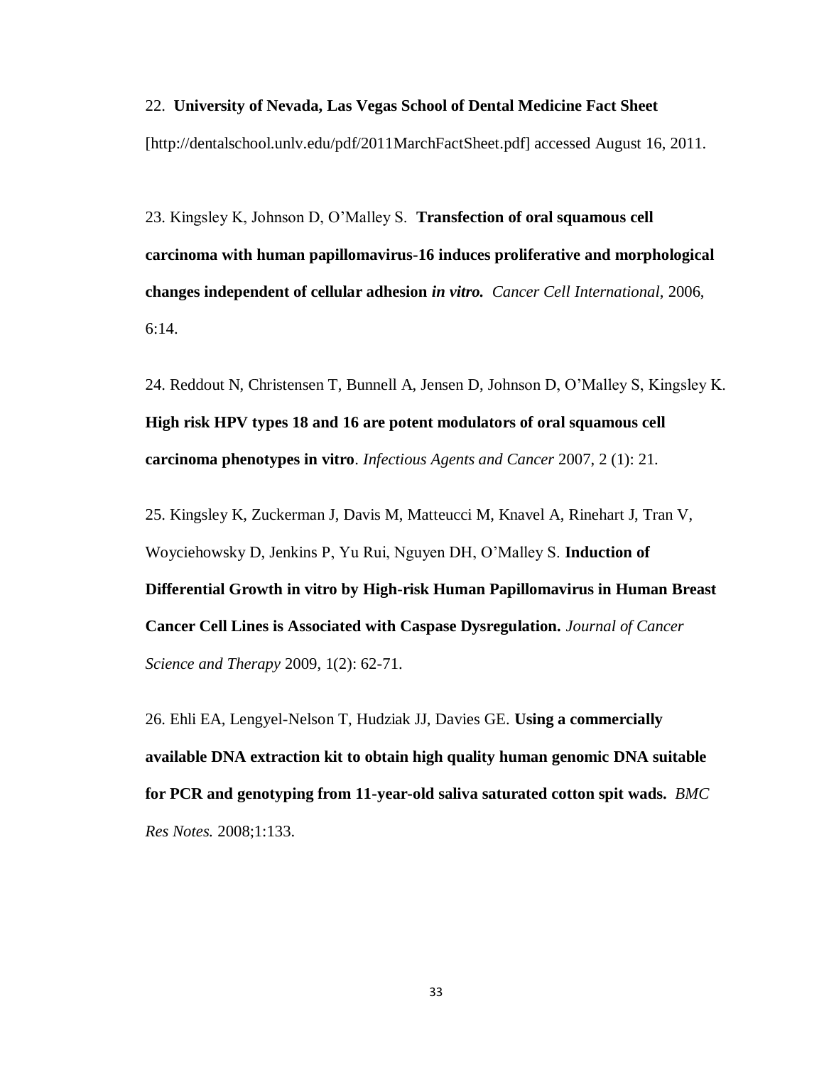22. **University of Nevada, Las Vegas School of Dental Medicine Fact Sheet** [http://dentalschool.unlv.edu/pdf/2011MarchFactSheet.pdf] accessed August 16, 2011.

23. Kingsley K, Johnson D, O'Malley S. **Transfection of oral squamous cell carcinoma with human papillomavirus-16 induces proliferative and morphological changes independent of cellular adhesion *in vitro.*** *Cancer Cell International*, 2006, 6:14.

24. Reddout N, Christensen T, Bunnell A, Jensen D, Johnson D, O'Malley S, Kingsley K. **High risk HPV types 18 and 16 are potent modulators of oral squamous cell carcinoma phenotypes in vitro**. *Infectious Agents and Cancer* 2007, 2 (1): 21.

25. Kingsley K, Zuckerman J, Davis M, Matteucci M, Knavel A, Rinehart J, Tran V, Woyciehowsky D, Jenkins P, Yu Rui, Nguyen DH, O'Malley S. **Induction of Differential Growth in vitro by High-risk Human Papillomavirus in Human Breast Cancer Cell Lines is Associated with Caspase Dysregulation.** *Journal of Cancer Science and Therapy* 2009, 1(2): 62-71.

26. Ehli EA, Lengyel-Nelson T, Hudziak JJ, Davies GE. **Using a commercially available DNA extraction kit to obtain high quality human genomic DNA suitable for PCR and genotyping from 11-year-old saliva saturated cotton spit wads.** *BMC Res Notes.* 2008;1:133.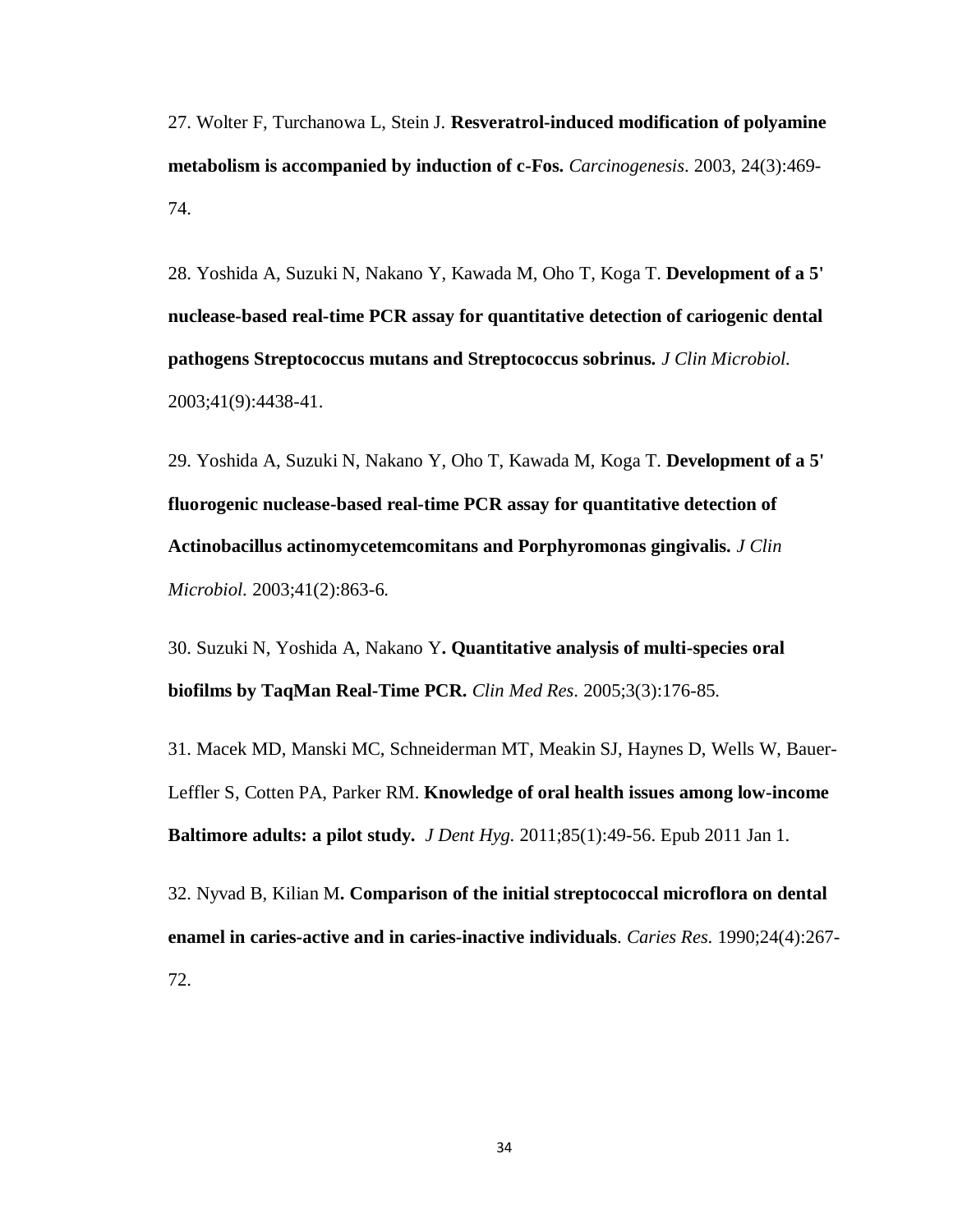27. Wolter F, Turchanowa L, Stein J. **Resveratrol-induced modification of polyamine metabolism is accompanied by induction of c-Fos.** *Carcinogenesis*. 2003, 24(3):469-74.

28. Yoshida A, Suzuki N, Nakano Y, Kawada M, Oho T, Koga T. **Development of a 5' nuclease-based real-time PCR assay for quantitative detection of cariogenic dental pathogens Streptococcus mutans and Streptococcus sobrinus.** *J Clin Microbiol.* 2003;41(9):4438-41.

29. Yoshida A, Suzuki N, Nakano Y, Oho T, Kawada M, Koga T. **Development of a 5' fluorogenic nuclease-based real-time PCR assay for quantitative detection of Actinobacillus actinomycetemcomitans and Porphyromonas gingivalis.** *J Clin Microbiol.* 2003;41(2):863-6.

30. Suzuki N, Yoshida A, Nakano Y**. Quantitative analysis of multi-species oral biofilms by TaqMan Real-Time PCR.** *Clin Med Res*. 2005;3(3):176-85.

31. Macek MD, Manski MC, Schneiderman MT, Meakin SJ, Haynes D, Wells W, Bauer-Leffler S, Cotten PA, Parker RM. **Knowledge of oral health issues among low-income Baltimore adults: a pilot study.** *J Dent Hyg.* 2011;85(1):49-56. Epub 2011 Jan 1.

32. Nyvad B, Kilian M**. Comparison of the initial streptococcal microflora on dental enamel in caries-active and in caries-inactive individuals**. *Caries Res.* 1990;24(4):267-72.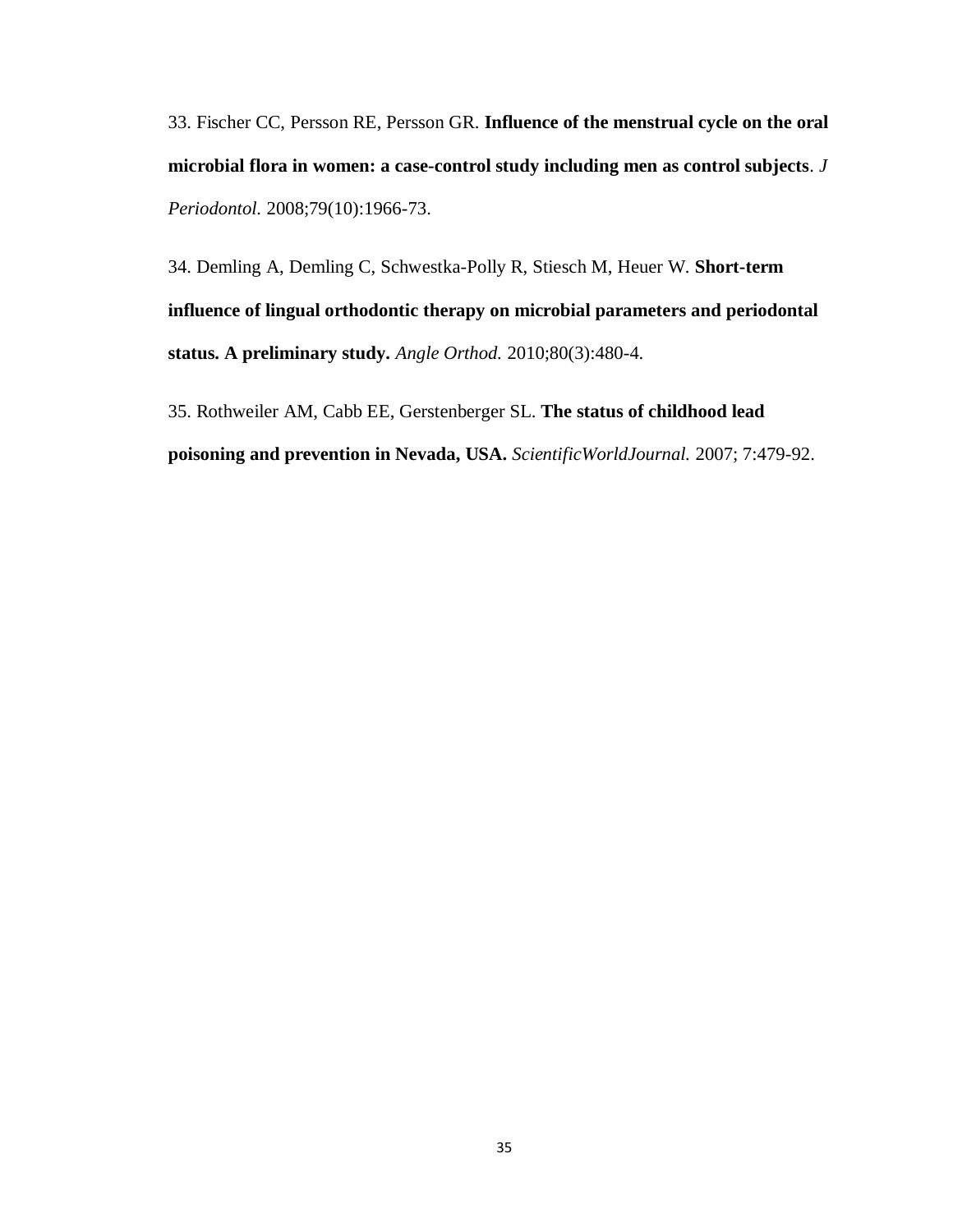33. Fischer CC, Persson RE, Persson GR. **Influence of the menstrual cycle on the oral microbial flora in women: a case-control study including men as control subjects**. *J Periodontol.* 2008;79(10):1966-73.

34. Demling A, Demling C, Schwestka-Polly R, Stiesch M, Heuer W. **Short-term influence of lingual orthodontic therapy on microbial parameters and periodontal status. A preliminary study.** *Angle Orthod.* 2010;80(3):480-4.

35. Rothweiler AM, Cabb EE, Gerstenberger SL. **The status of childhood lead poisoning and prevention in Nevada, USA.** *ScientificWorldJournal.* 2007; 7:479-92.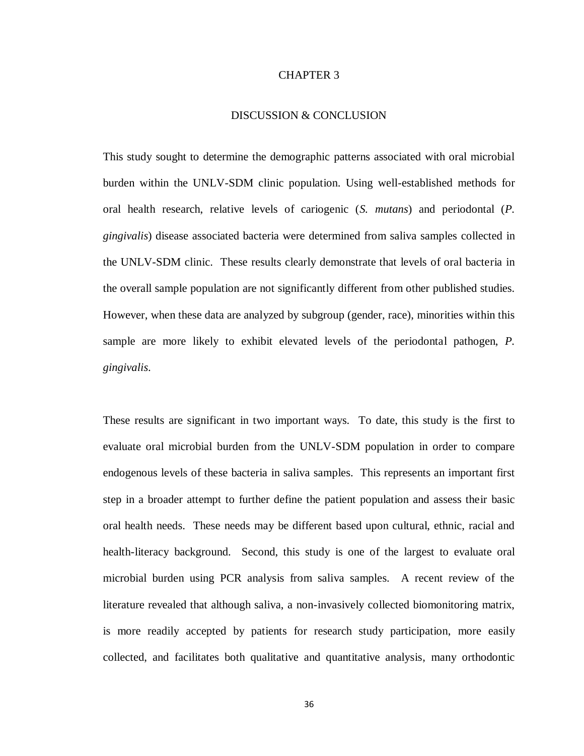# CHAPTER 3

## DISCUSSION & CONCLUSION

This study sought to determine the demographic patterns associated with oral microbial burden within the UNLV-SDM clinic population. Using well-established methods for oral health research, relative levels of cariogenic (*S. mutans*) and periodontal (*P. gingivalis*) disease associated bacteria were determined from saliva samples collected in the UNLV-SDM clinic. These results clearly demonstrate that levels of oral bacteria in the overall sample population are not significantly different from other published studies. However, when these data are analyzed by subgroup (gender, race), minorities within this sample are more likely to exhibit elevated levels of the periodontal pathogen, *P. gingivalis*.

These results are significant in two important ways. To date, this study is the first to evaluate oral microbial burden from the UNLV-SDM population in order to compare endogenous levels of these bacteria in saliva samples. This represents an important first step in a broader attempt to further define the patient population and assess their basic oral health needs. These needs may be different based upon cultural, ethnic, racial and health-literacy background. Second, this study is one of the largest to evaluate oral microbial burden using PCR analysis from saliva samples. A recent review of the literature revealed that although saliva, a non-invasively collected biomonitoring matrix, is more readily accepted by patients for research study participation, more easily collected, and facilitates both qualitative and quantitative analysis, many orthodontic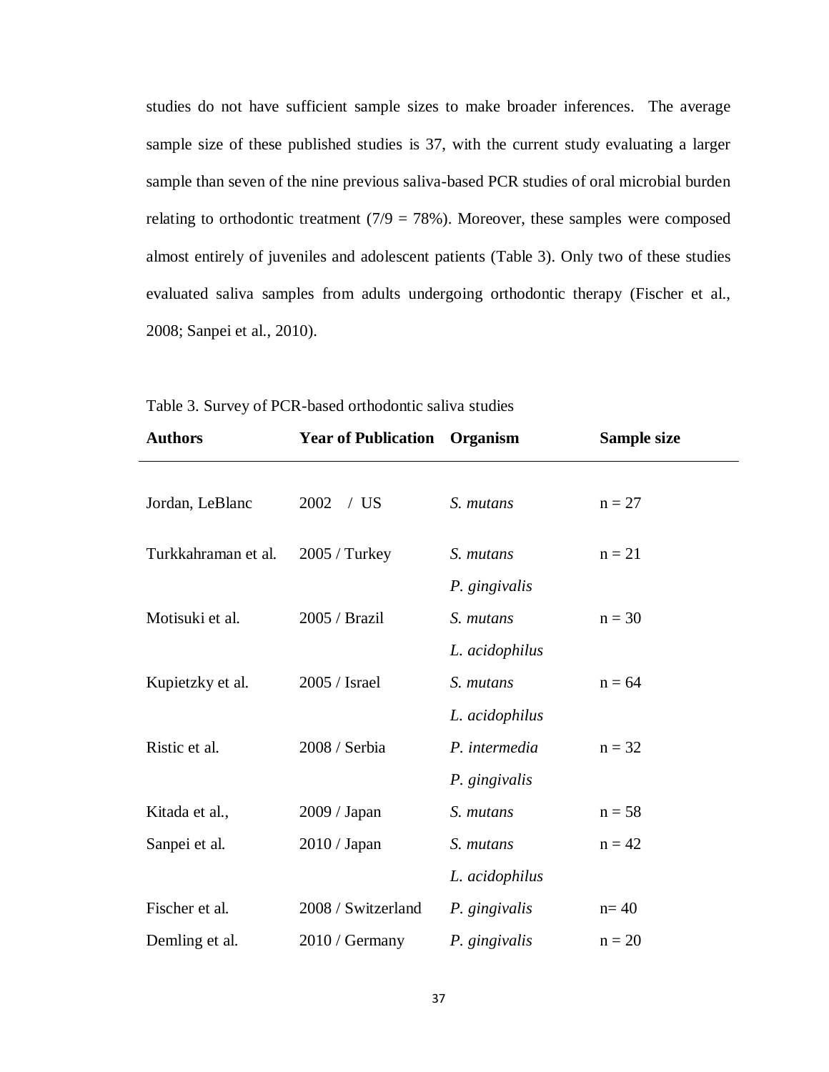studies do not have sufficient sample sizes to make broader inferences. The average sample size of these published studies is 37, with the current study evaluating a larger sample than seven of the nine previous saliva-based PCR studies of oral microbial burden relating to orthodontic treatment (7/9 = 78%). Moreover, these samples were composed almost entirely of juveniles and adolescent patients (Table 3). Only two of these studies evaluated saliva samples from adults undergoing orthodontic therapy (Fischer et al., 2008; Sanpei et al., 2010).

Table 3. Survey of PCR-based orthodontic saliva studies

| **Authors** | **Year of Publication** | **Organism** | **Sample size** |
|---|---|---|---|
| Jordan, LeBlanc | 2002 / US | *S. mutans* | n = 27 |
| Turkkahraman et al. | 2005 / Turkey | *S. mutans* | n = 21 |
| | | *P. gingivalis* | |
| Motisuki et al. | 2005 / Brazil | *S. mutans* | n = 30 |
| | | *L. acidophilus* | |
| Kupietzky et al. | 2005 / Israel | *S. mutans* | n = 64 |
| | | *L. acidophilus* | |
| Ristic et al. | 2008 / Serbia | *P. intermedia* | n = 32 |
| | | *P. gingivalis* | |
| Kitada et al., | 2009 / Japan | *S. mutans* | n = 58 |
| Sanpei et al. | 2010 / Japan | *S. mutans* | n = 42 |
| | | *L. acidophilus* | |
| Fischer et al. | 2008 / Switzerland | *P. gingivalis* | n= 40 |
| Demling et al. | 2010 / Germany | *P. gingivalis* | n = 20 |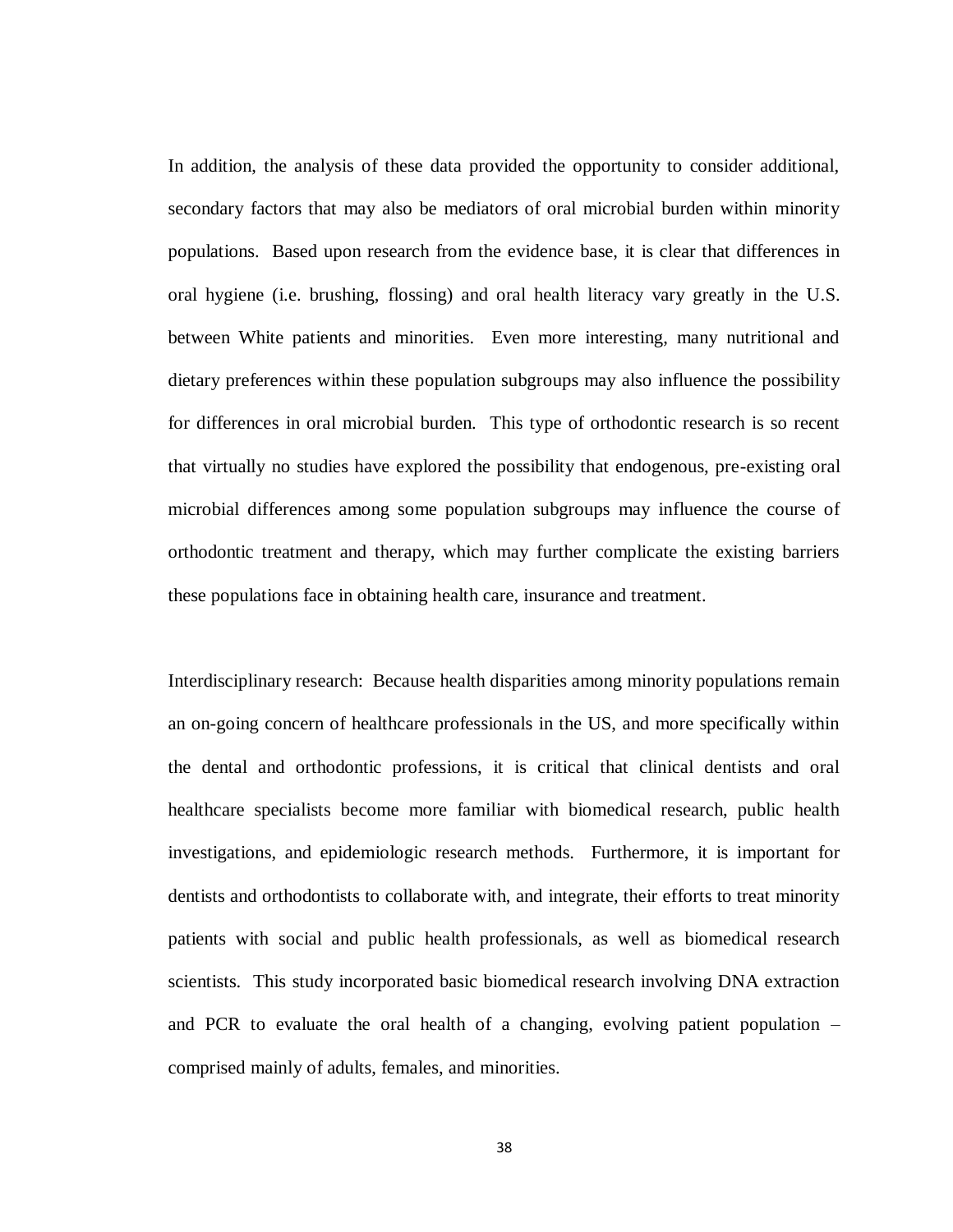In addition, the analysis of these data provided the opportunity to consider additional, secondary factors that may also be mediators of oral microbial burden within minority populations. Based upon research from the evidence base, it is clear that differences in oral hygiene (i.e. brushing, flossing) and oral health literacy vary greatly in the U.S. between White patients and minorities. Even more interesting, many nutritional and dietary preferences within these population subgroups may also influence the possibility for differences in oral microbial burden. This type of orthodontic research is so recent that virtually no studies have explored the possibility that endogenous, pre-existing oral microbial differences among some population subgroups may influence the course of orthodontic treatment and therapy, which may further complicate the existing barriers these populations face in obtaining health care, insurance and treatment.

Interdisciplinary research: Because health disparities among minority populations remain an on-going concern of healthcare professionals in the US, and more specifically within the dental and orthodontic professions, it is critical that clinical dentists and oral healthcare specialists become more familiar with biomedical research, public health investigations, and epidemiologic research methods. Furthermore, it is important for dentists and orthodontists to collaborate with, and integrate, their efforts to treat minority patients with social and public health professionals, as well as biomedical research scientists. This study incorporated basic biomedical research involving DNA extraction and PCR to evaluate the oral health of a changing, evolving patient population – comprised mainly of adults, females, and minorities.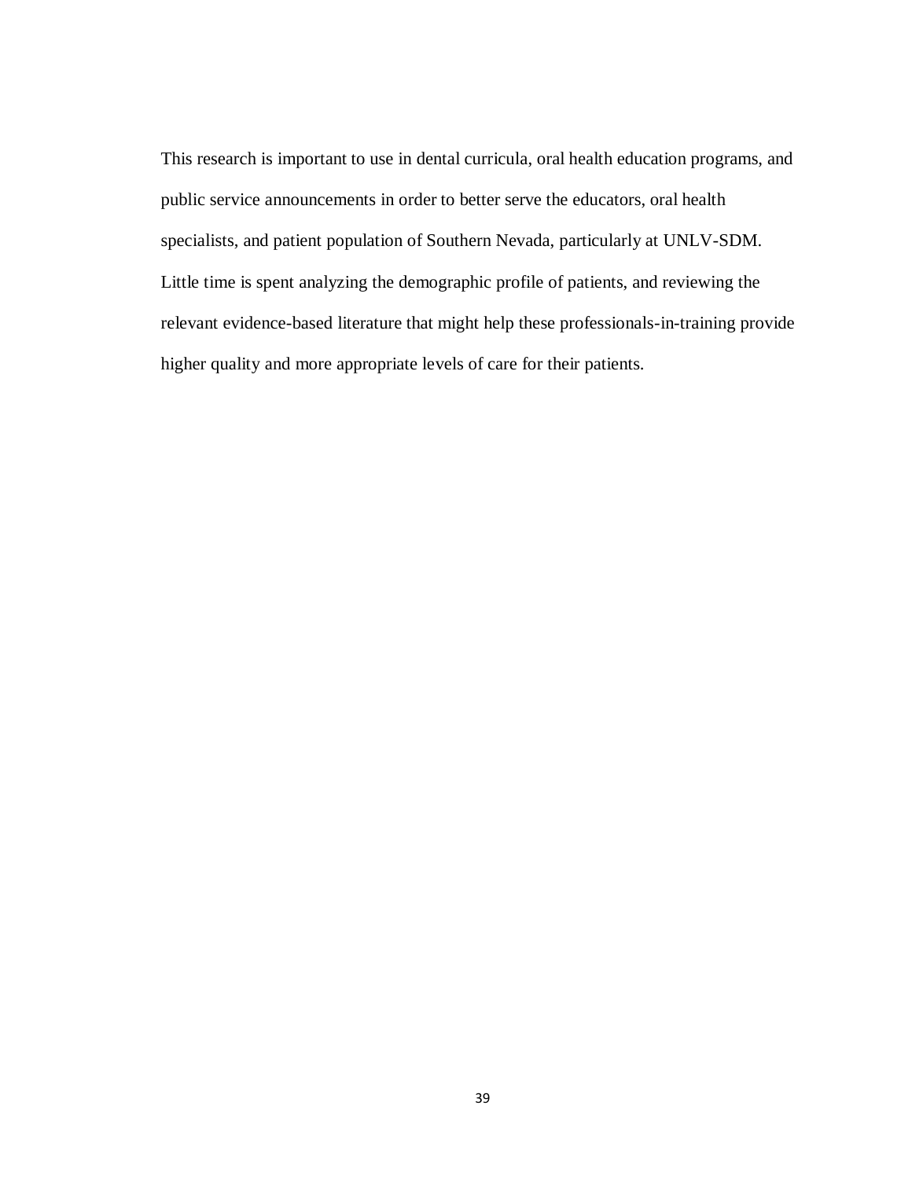This research is important to use in dental curricula, oral health education programs, and public service announcements in order to better serve the educators, oral health specialists, and patient population of Southern Nevada, particularly at UNLV-SDM. Little time is spent analyzing the demographic profile of patients, and reviewing the relevant evidence-based literature that might help these professionals-in-training provide higher quality and more appropriate levels of care for their patients.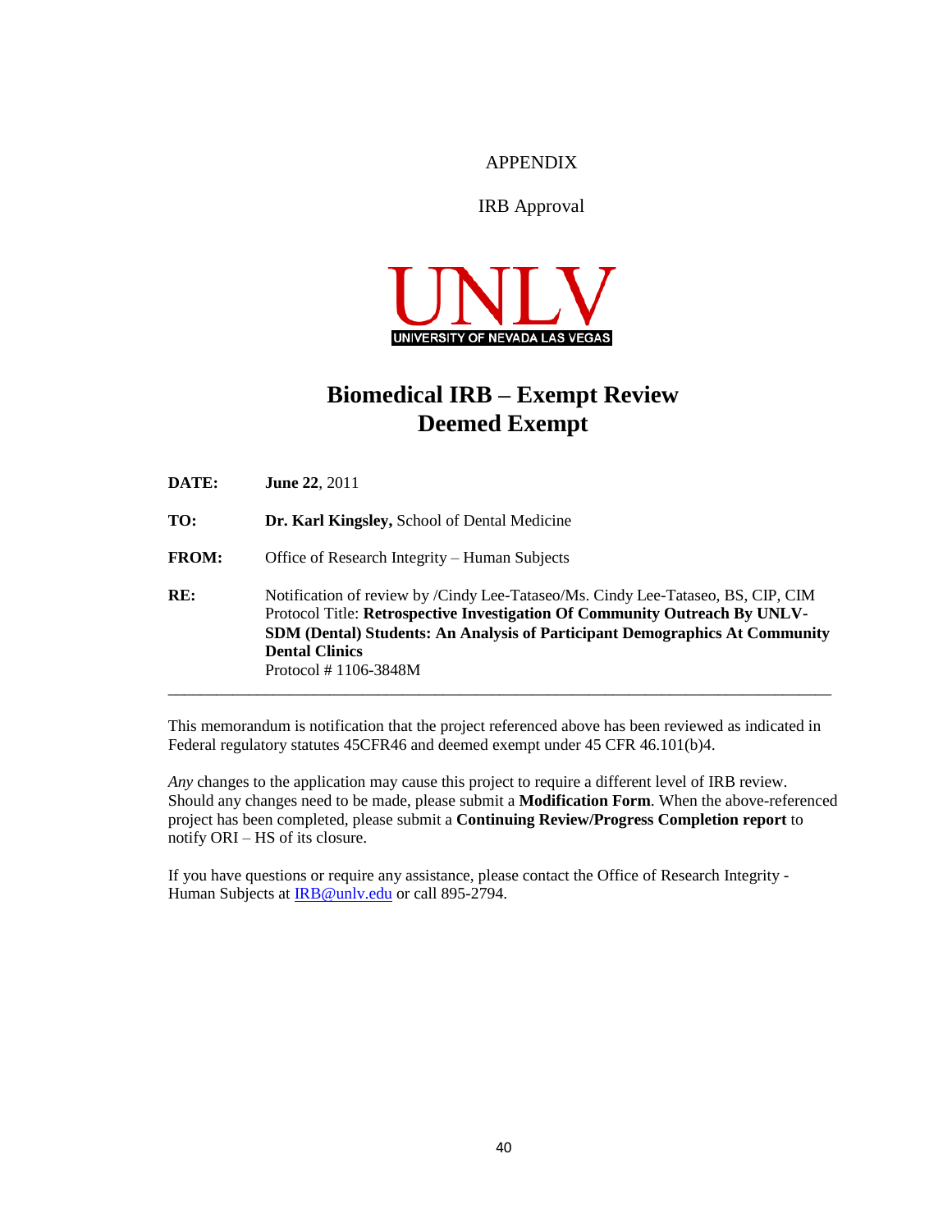APPENDIX

IRB Approval

UNLV

UNIVERSITY OF NEVADA LAS VEGAS

# Biomedical IRB – Exempt Review
# Deemed Exempt

**DATE:** **June 22**, 2011

**TO:** **Dr. Karl Kingsley,** School of Dental Medicine

**FROM:** Office of Research Integrity – Human Subjects

**RE:** Notification of review by /Cindy Lee-Tataseo/Ms. Cindy Lee-Tataseo, BS, CIP, CIM
Protocol Title: **Retrospective Investigation Of Community Outreach By UNLV-SDM (Dental) Students: An Analysis of Participant Demographics At Community Dental Clinics**
Protocol # 1106-3848M

---

This memorandum is notification that the project referenced above has been reviewed as indicated in Federal regulatory statutes 45CFR46 and deemed exempt under 45 CFR 46.101(b)4.

*Any* changes to the application may cause this project to require a different level of IRB review. Should any changes need to be made, please submit a **Modification Form**. When the above-referenced project has been completed, please submit a **Continuing Review/Progress Completion report** to notify ORI – HS of its closure.

If you have questions or require any assistance, please contact the Office of Research Integrity - Human Subjects at IRB@unlv.edu or call 895-2794.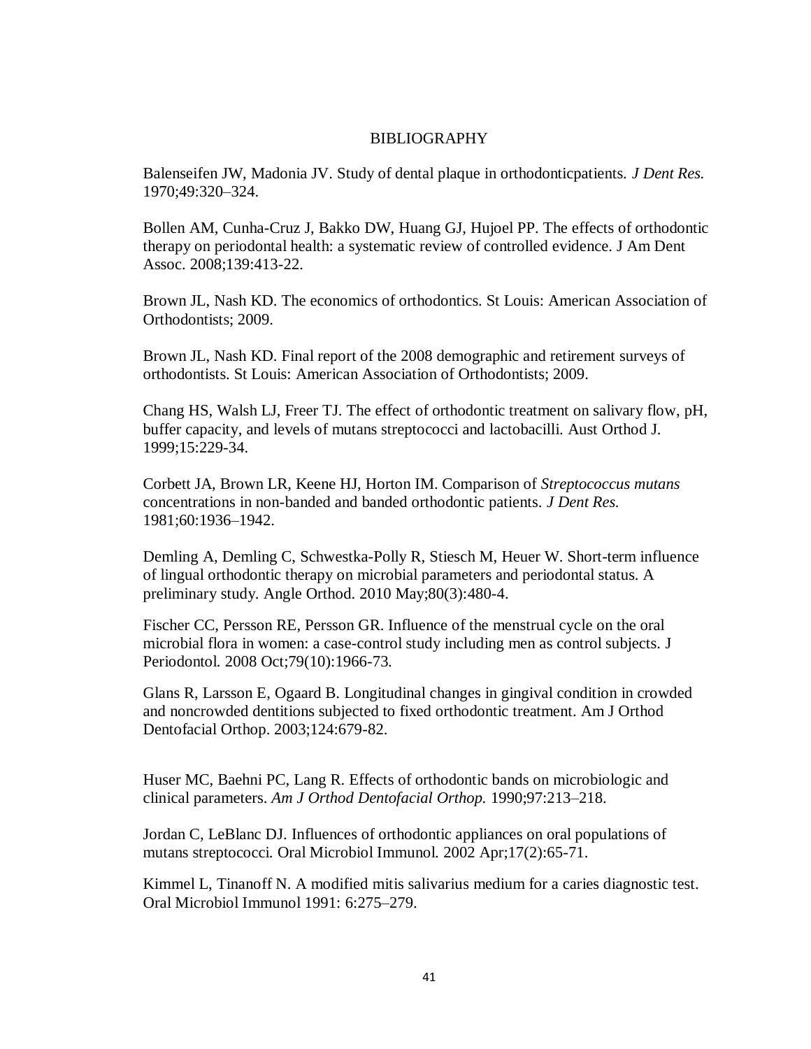# BIBLIOGRAPHY

Balenseifen JW, Madonia JV. Study of dental plaque in orthodonticpatients. *J Dent Res.* 1970;49:320–324.

Bollen AM, Cunha-Cruz J, Bakko DW, Huang GJ, Hujoel PP. The effects of orthodontic therapy on periodontal health: a systematic review of controlled evidence. J Am Dent Assoc. 2008;139:413-22.

Brown JL, Nash KD. The economics of orthodontics. St Louis: American Association of Orthodontists; 2009.

Brown JL, Nash KD. Final report of the 2008 demographic and retirement surveys of orthodontists. St Louis: American Association of Orthodontists; 2009.

Chang HS, Walsh LJ, Freer TJ. The effect of orthodontic treatment on salivary flow, pH, buffer capacity, and levels of mutans streptococci and lactobacilli. Aust Orthod J. 1999;15:229-34.

Corbett JA, Brown LR, Keene HJ, Horton IM. Comparison of *Streptococcus mutans* concentrations in non-banded and banded orthodontic patients. *J Dent Res.* 1981;60:1936–1942.

Demling A, Demling C, Schwestka-Polly R, Stiesch M, Heuer W. Short-term influence of lingual orthodontic therapy on microbial parameters and periodontal status. A preliminary study. Angle Orthod. 2010 May;80(3):480-4.

Fischer CC, Persson RE, Persson GR. Influence of the menstrual cycle on the oral microbial flora in women: a case-control study including men as control subjects. J Periodontol. 2008 Oct;79(10):1966-73.

Glans R, Larsson E, Ogaard B. Longitudinal changes in gingival condition in crowded and noncrowded dentitions subjected to fixed orthodontic treatment. Am J Orthod Dentofacial Orthop. 2003;124:679-82.

Huser MC, Baehni PC, Lang R. Effects of orthodontic bands on microbiologic and clinical parameters. *Am J Orthod Dentofacial Orthop.* 1990;97:213–218.

Jordan C, LeBlanc DJ. Influences of orthodontic appliances on oral populations of mutans streptococci. Oral Microbiol Immunol. 2002 Apr;17(2):65-71.

Kimmel L, Tinanoff N. A modified mitis salivarius medium for a caries diagnostic test. Oral Microbiol Immunol 1991: 6:275–279.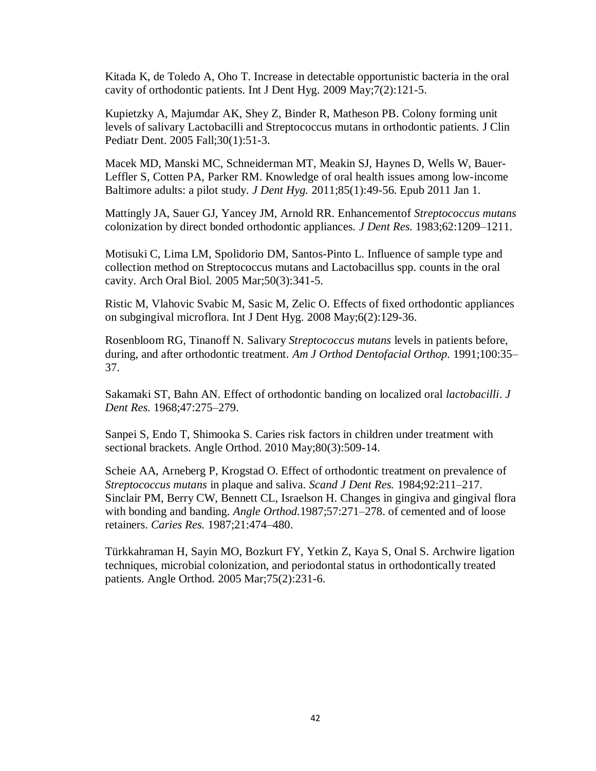Kitada K, de Toledo A, Oho T. Increase in detectable opportunistic bacteria in the oral cavity of orthodontic patients. Int J Dent Hyg. 2009 May;7(2):121-5.

Kupietzky A, Majumdar AK, Shey Z, Binder R, Matheson PB. Colony forming unit levels of salivary Lactobacilli and Streptococcus mutans in orthodontic patients. J Clin Pediatr Dent. 2005 Fall;30(1):51-3.

Macek MD, Manski MC, Schneiderman MT, Meakin SJ, Haynes D, Wells W, Bauer-Leffler S, Cotten PA, Parker RM. Knowledge of oral health issues among low-income Baltimore adults: a pilot study. *J Dent Hyg.* 2011;85(1):49-56. Epub 2011 Jan 1.

Mattingly JA, Sauer GJ, Yancey JM, Arnold RR. Enhancementof *Streptococcus mutans* colonization by direct bonded orthodontic appliances. *J Dent Res.* 1983;62:1209–1211.

Motisuki C, Lima LM, Spolidorio DM, Santos-Pinto L. Influence of sample type and collection method on Streptococcus mutans and Lactobacillus spp. counts in the oral cavity. Arch Oral Biol. 2005 Mar;50(3):341-5.

Ristic M, Vlahovic Svabic M, Sasic M, Zelic O. Effects of fixed orthodontic appliances on subgingival microflora. Int J Dent Hyg. 2008 May;6(2):129-36.

Rosenbloom RG, Tinanoff N. Salivary *Streptococcus mutans* levels in patients before, during, and after orthodontic treatment. *Am J Orthod Dentofacial Orthop.* 1991;100:35–37.

Sakamaki ST, Bahn AN. Effect of orthodontic banding on localized oral *lactobacilli*. *J Dent Res.* 1968;47:275–279.

Sanpei S, Endo T, Shimooka S. Caries risk factors in children under treatment with sectional brackets. Angle Orthod. 2010 May;80(3):509-14.

Scheie AA, Arneberg P, Krogstad O. Effect of orthodontic treatment on prevalence of *Streptococcus mutans* in plaque and saliva. *Scand J Dent Res.* 1984;92:211–217.
Sinclair PM, Berry CW, Bennett CL, Israelson H. Changes in gingiva and gingival flora with bonding and banding. *Angle Orthod.*1987;57:271–278. of cemented and of loose retainers. *Caries Res.* 1987;21:474–480.

Türkkahraman H, Sayin MO, Bozkurt FY, Yetkin Z, Kaya S, Onal S. Archwire ligation techniques, microbial colonization, and periodontal status in orthodontically treated patients. Angle Orthod. 2005 Mar;75(2):231-6.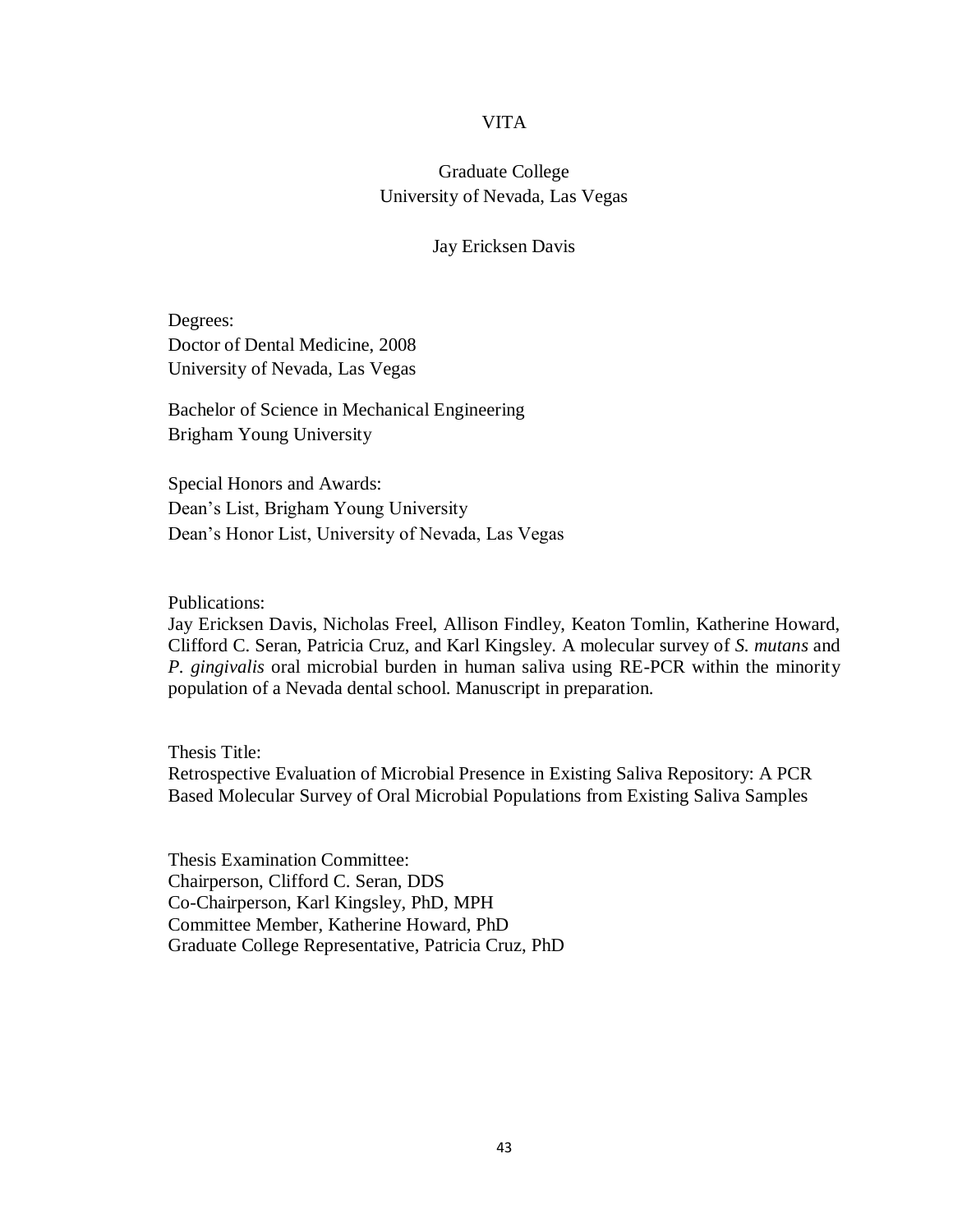# VITA

Graduate College
University of Nevada, Las Vegas

Jay Ericksen Davis

Degrees:
Doctor of Dental Medicine, 2008
University of Nevada, Las Vegas

Bachelor of Science in Mechanical Engineering
Brigham Young University

Special Honors and Awards:
Dean's List, Brigham Young University
Dean's Honor List, University of Nevada, Las Vegas

Publications:
Jay Ericksen Davis, Nicholas Freel, Allison Findley, Keaton Tomlin, Katherine Howard, Clifford C. Seran, Patricia Cruz, and Karl Kingsley. A molecular survey of *S. mutans* and *P. gingivalis* oral microbial burden in human saliva using RE-PCR within the minority population of a Nevada dental school. Manuscript in preparation.

Thesis Title:
Retrospective Evaluation of Microbial Presence in Existing Saliva Repository: A PCR Based Molecular Survey of Oral Microbial Populations from Existing Saliva Samples

Thesis Examination Committee:
Chairperson, Clifford C. Seran, DDS
Co-Chairperson, Karl Kingsley, PhD, MPH
Committee Member, Katherine Howard, PhD
Graduate College Representative, Patricia Cruz, PhD